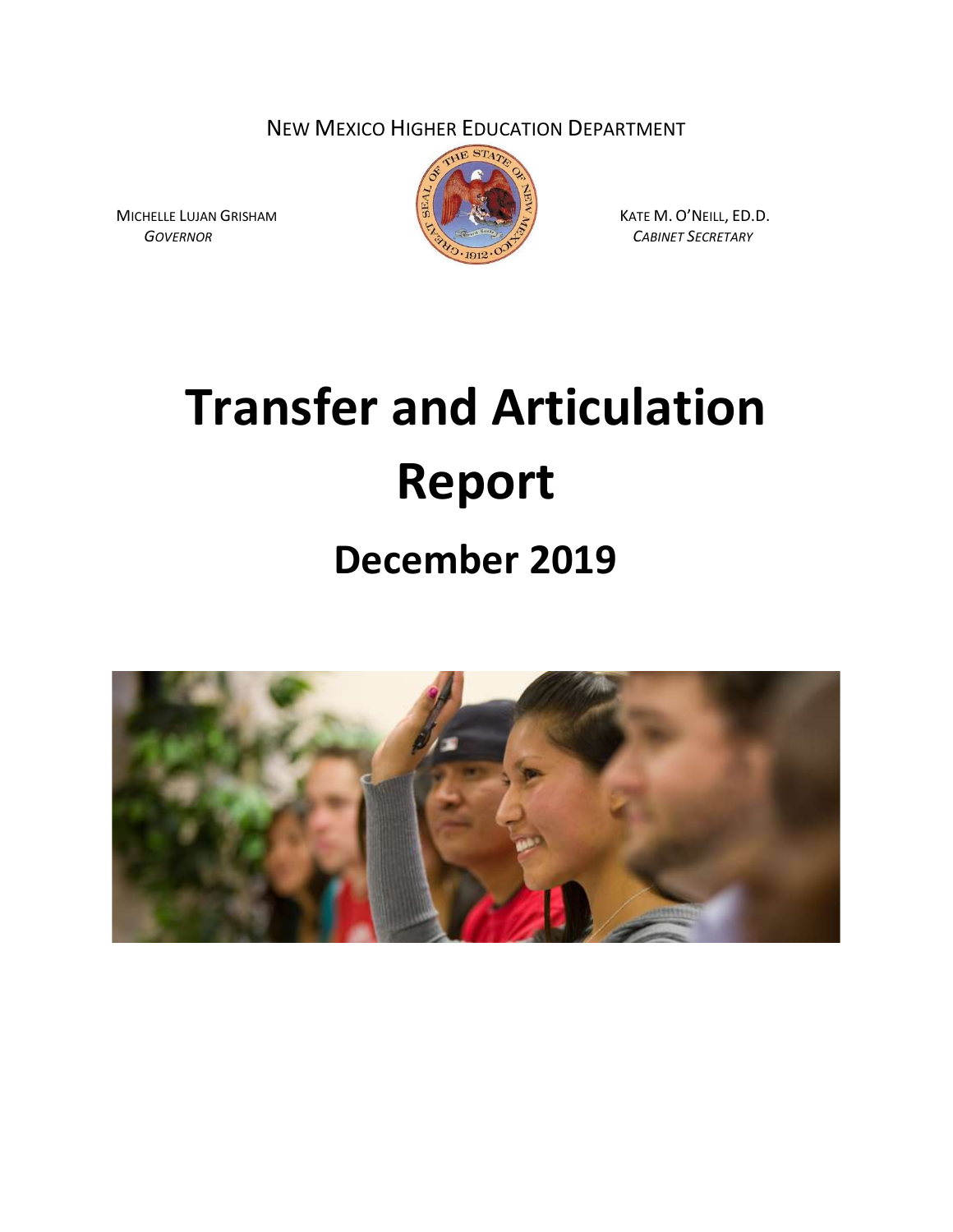NEW MEXICO HIGHER EDUCATION DEPARTMENT

MICHELLE LUJAN GRISHAM
*GOVERNOR*

KATE M. O'NEILL, ED.D.
*CABINET SECRETARY*

# Transfer and Articulation Report

## December 2019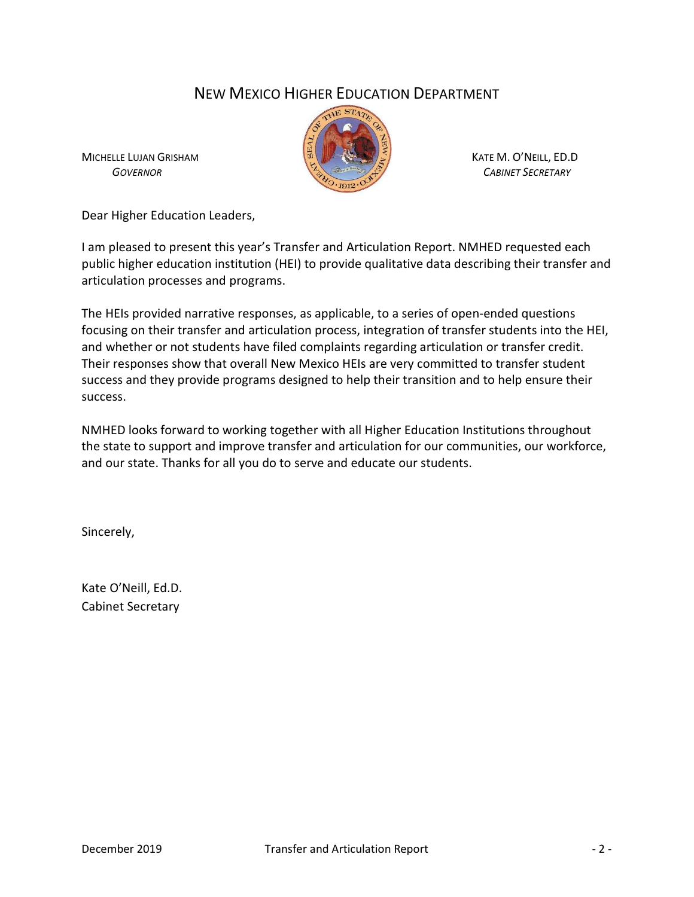# New Mexico Higher Education Department

Michelle Lujan Grisham
*Governor*

Kate M. O'Neill, Ed.D
*Cabinet Secretary*

Dear Higher Education Leaders,

I am pleased to present this year's Transfer and Articulation Report. NMHED requested each public higher education institution (HEI) to provide qualitative data describing their transfer and articulation processes and programs.

The HEIs provided narrative responses, as applicable, to a series of open-ended questions focusing on their transfer and articulation process, integration of transfer students into the HEI, and whether or not students have filed complaints regarding articulation or transfer credit. Their responses show that overall New Mexico HEIs are very committed to transfer student success and they provide programs designed to help their transition and to help ensure their success.

NMHED looks forward to working together with all Higher Education Institutions throughout the state to support and improve transfer and articulation for our communities, our workforce, and our state. Thanks for all you do to serve and educate our students.

Sincerely,

Kate O'Neill, Ed.D.
Cabinet Secretary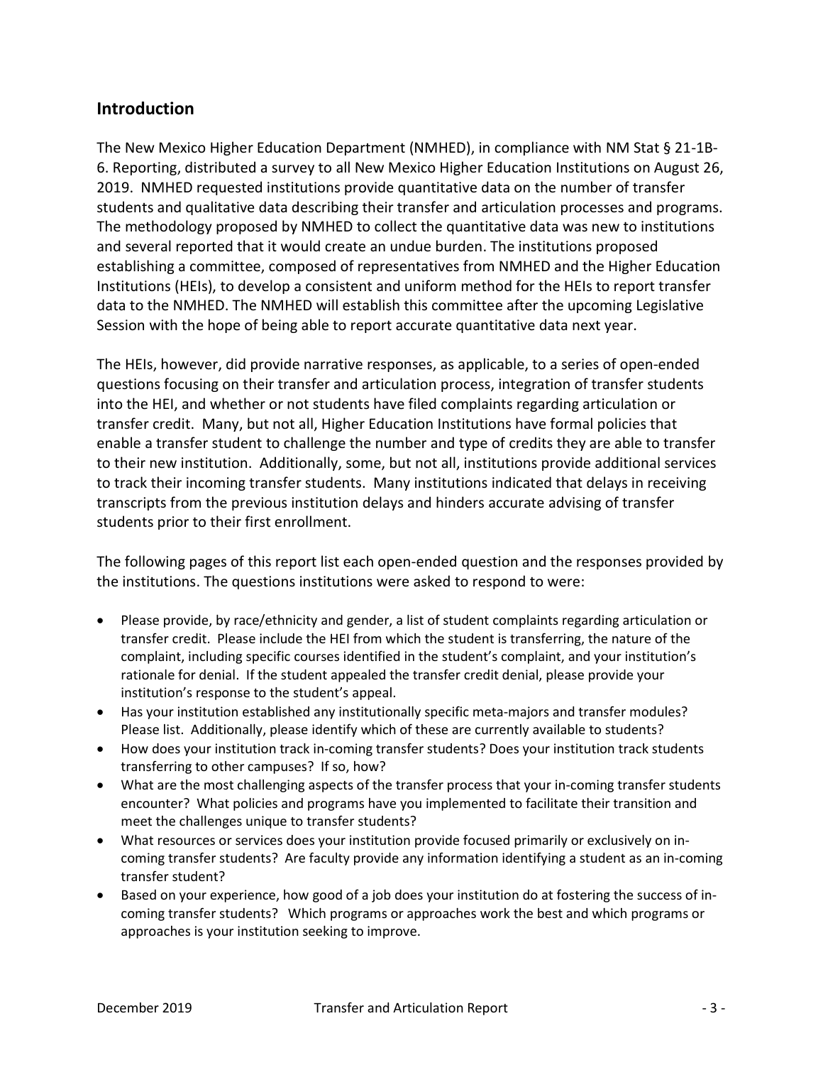## Introduction

The New Mexico Higher Education Department (NMHED), in compliance with NM Stat § 21-1B-6. Reporting, distributed a survey to all New Mexico Higher Education Institutions on August 26, 2019. NMHED requested institutions provide quantitative data on the number of transfer students and qualitative data describing their transfer and articulation processes and programs. The methodology proposed by NMHED to collect the quantitative data was new to institutions and several reported that it would create an undue burden. The institutions proposed establishing a committee, composed of representatives from NMHED and the Higher Education Institutions (HEIs), to develop a consistent and uniform method for the HEIs to report transfer data to the NMHED. The NMHED will establish this committee after the upcoming Legislative Session with the hope of being able to report accurate quantitative data next year.

The HEIs, however, did provide narrative responses, as applicable, to a series of open-ended questions focusing on their transfer and articulation process, integration of transfer students into the HEI, and whether or not students have filed complaints regarding articulation or transfer credit. Many, but not all, Higher Education Institutions have formal policies that enable a transfer student to challenge the number and type of credits they are able to transfer to their new institution. Additionally, some, but not all, institutions provide additional services to track their incoming transfer students. Many institutions indicated that delays in receiving transcripts from the previous institution delays and hinders accurate advising of transfer students prior to their first enrollment.

The following pages of this report list each open-ended question and the responses provided by the institutions. The questions institutions were asked to respond to were:

- Please provide, by race/ethnicity and gender, a list of student complaints regarding articulation or transfer credit. Please include the HEI from which the student is transferring, the nature of the complaint, including specific courses identified in the student's complaint, and your institution's rationale for denial. If the student appealed the transfer credit denial, please provide your institution's response to the student's appeal.
- Has your institution established any institutionally specific meta-majors and transfer modules? Please list. Additionally, please identify which of these are currently available to students?
- How does your institution track in-coming transfer students? Does your institution track students transferring to other campuses? If so, how?
- What are the most challenging aspects of the transfer process that your in-coming transfer students encounter? What policies and programs have you implemented to facilitate their transition and meet the challenges unique to transfer students?
- What resources or services does your institution provide focused primarily or exclusively on in-coming transfer students? Are faculty provide any information identifying a student as an in-coming transfer student?
- Based on your experience, how good of a job does your institution do at fostering the success of in-coming transfer students? Which programs or approaches work the best and which programs or approaches is your institution seeking to improve.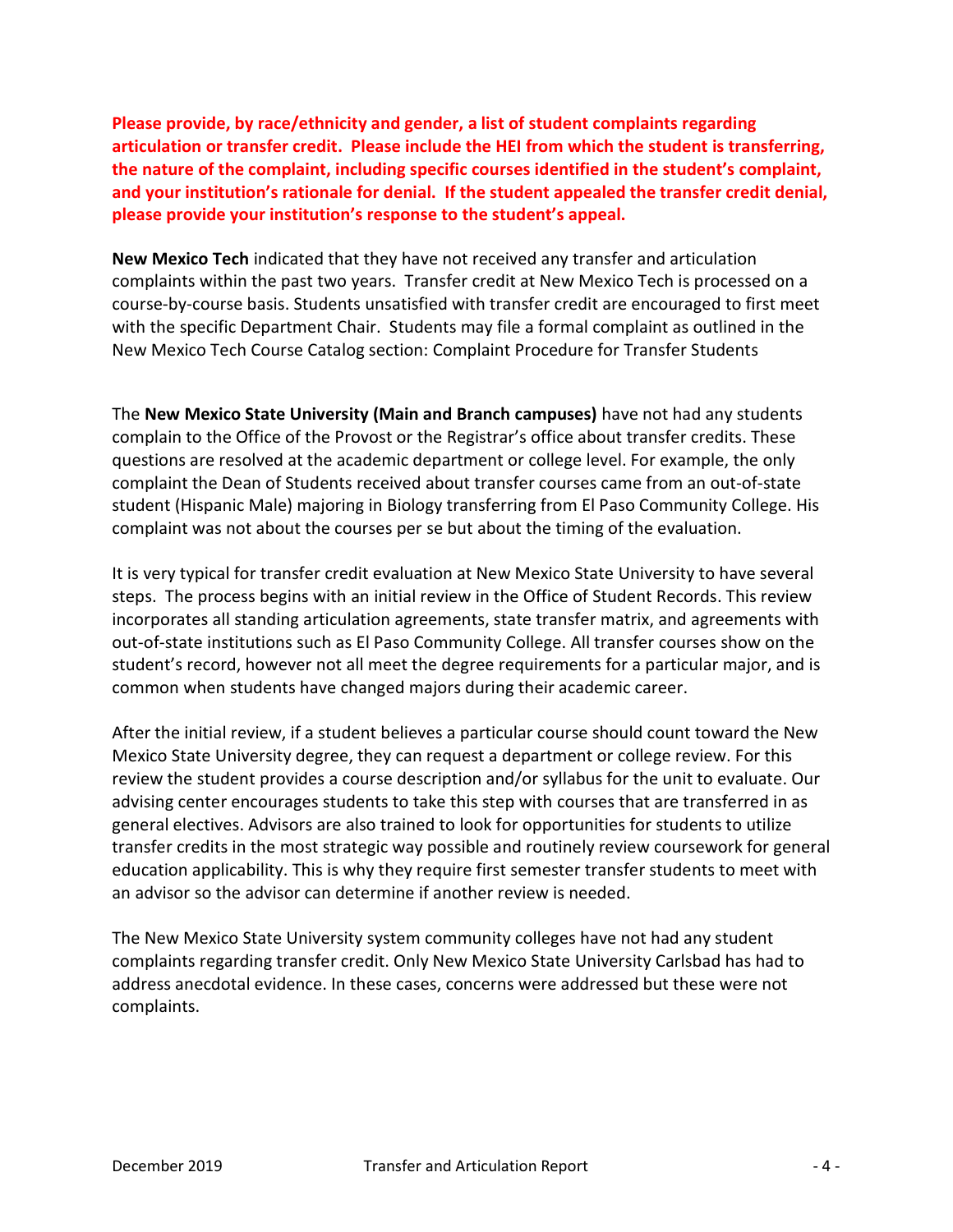**Please provide, by race/ethnicity and gender, a list of student complaints regarding articulation or transfer credit. Please include the HEI from which the student is transferring, the nature of the complaint, including specific courses identified in the student's complaint, and your institution's rationale for denial. If the student appealed the transfer credit denial, please provide your institution's response to the student's appeal.**

**New Mexico Tech** indicated that they have not received any transfer and articulation complaints within the past two years. Transfer credit at New Mexico Tech is processed on a course-by-course basis. Students unsatisfied with transfer credit are encouraged to first meet with the specific Department Chair. Students may file a formal complaint as outlined in the New Mexico Tech Course Catalog section: Complaint Procedure for Transfer Students

The **New Mexico State University (Main and Branch campuses)** have not had any students complain to the Office of the Provost or the Registrar's office about transfer credits. These questions are resolved at the academic department or college level. For example, the only complaint the Dean of Students received about transfer courses came from an out-of-state student (Hispanic Male) majoring in Biology transferring from El Paso Community College. His complaint was not about the courses per se but about the timing of the evaluation.

It is very typical for transfer credit evaluation at New Mexico State University to have several steps. The process begins with an initial review in the Office of Student Records. This review incorporates all standing articulation agreements, state transfer matrix, and agreements with out-of-state institutions such as El Paso Community College. All transfer courses show on the student's record, however not all meet the degree requirements for a particular major, and is common when students have changed majors during their academic career.

After the initial review, if a student believes a particular course should count toward the New Mexico State University degree, they can request a department or college review. For this review the student provides a course description and/or syllabus for the unit to evaluate. Our advising center encourages students to take this step with courses that are transferred in as general electives. Advisors are also trained to look for opportunities for students to utilize transfer credits in the most strategic way possible and routinely review coursework for general education applicability. This is why they require first semester transfer students to meet with an advisor so the advisor can determine if another review is needed.

The New Mexico State University system community colleges have not had any student complaints regarding transfer credit. Only New Mexico State University Carlsbad has had to address anecdotal evidence. In these cases, concerns were addressed but these were not complaints.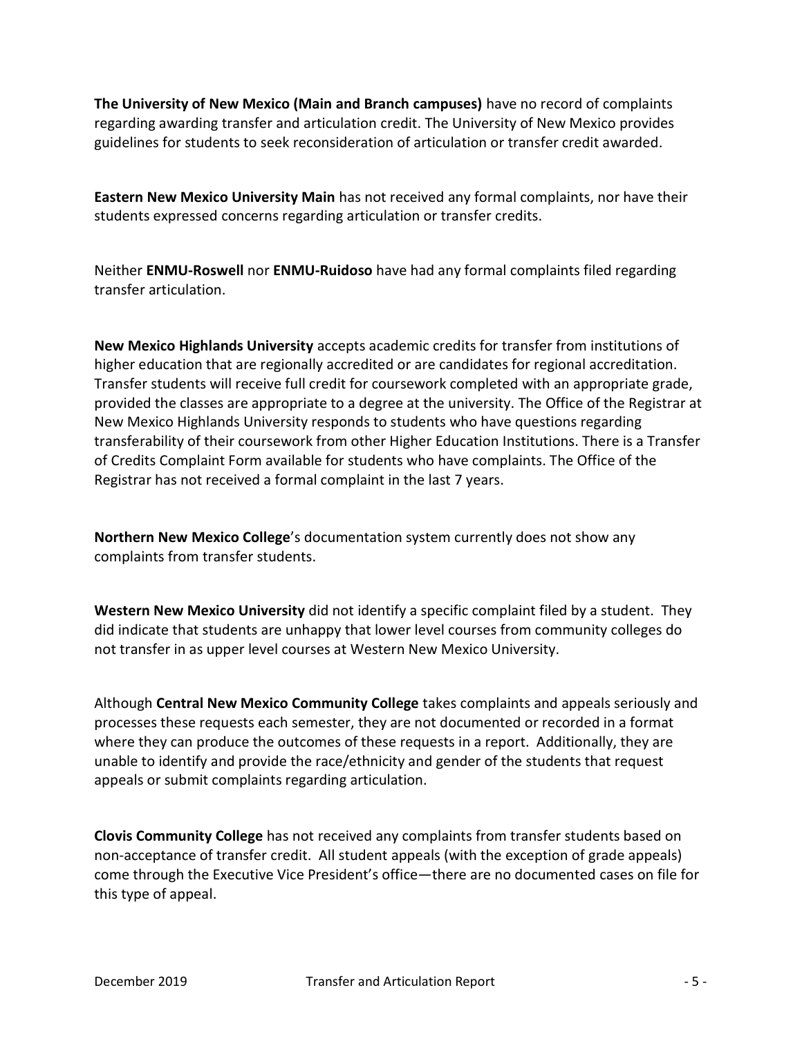**The University of New Mexico (Main and Branch campuses)** have no record of complaints regarding awarding transfer and articulation credit. The University of New Mexico provides guidelines for students to seek reconsideration of articulation or transfer credit awarded.

**Eastern New Mexico University Main** has not received any formal complaints, nor have their students expressed concerns regarding articulation or transfer credits.

Neither **ENMU-Roswell** nor **ENMU-Ruidoso** have had any formal complaints filed regarding transfer articulation.

**New Mexico Highlands University** accepts academic credits for transfer from institutions of higher education that are regionally accredited or are candidates for regional accreditation. Transfer students will receive full credit for coursework completed with an appropriate grade, provided the classes are appropriate to a degree at the university. The Office of the Registrar at New Mexico Highlands University responds to students who have questions regarding transferability of their coursework from other Higher Education Institutions. There is a Transfer of Credits Complaint Form available for students who have complaints. The Office of the Registrar has not received a formal complaint in the last 7 years.

**Northern New Mexico College**'s documentation system currently does not show any complaints from transfer students.

**Western New Mexico University** did not identify a specific complaint filed by a student. They did indicate that students are unhappy that lower level courses from community colleges do not transfer in as upper level courses at Western New Mexico University.

Although **Central New Mexico Community College** takes complaints and appeals seriously and processes these requests each semester, they are not documented or recorded in a format where they can produce the outcomes of these requests in a report. Additionally, they are unable to identify and provide the race/ethnicity and gender of the students that request appeals or submit complaints regarding articulation.

**Clovis Community College** has not received any complaints from transfer students based on non-acceptance of transfer credit. All student appeals (with the exception of grade appeals) come through the Executive Vice President's office—there are no documented cases on file for this type of appeal.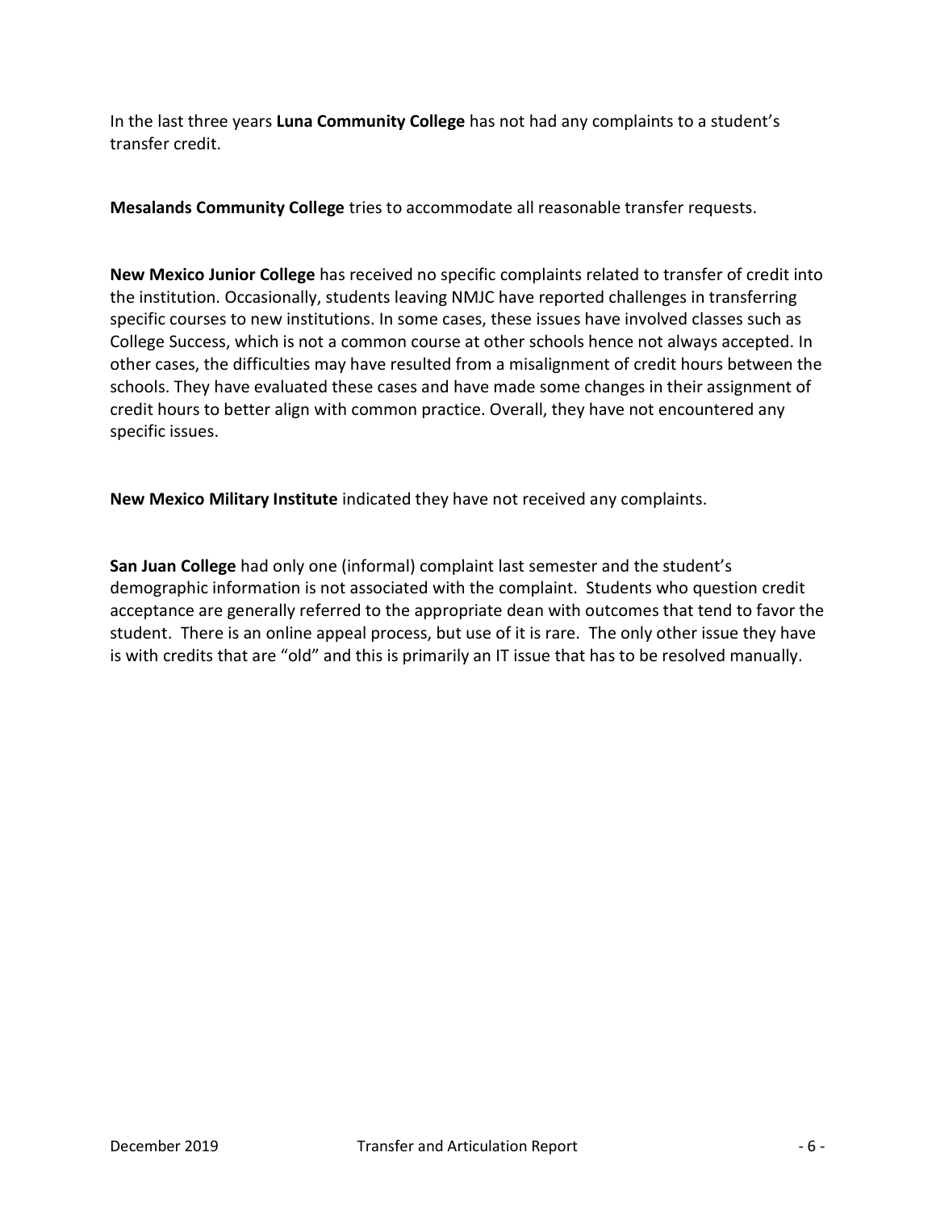In the last three years **Luna Community College** has not had any complaints to a student's transfer credit.

**Mesalands Community College** tries to accommodate all reasonable transfer requests.

**New Mexico Junior College** has received no specific complaints related to transfer of credit into the institution. Occasionally, students leaving NMJC have reported challenges in transferring specific courses to new institutions. In some cases, these issues have involved classes such as College Success, which is not a common course at other schools hence not always accepted. In other cases, the difficulties may have resulted from a misalignment of credit hours between the schools. They have evaluated these cases and have made some changes in their assignment of credit hours to better align with common practice. Overall, they have not encountered any specific issues.

**New Mexico Military Institute** indicated they have not received any complaints.

**San Juan College** had only one (informal) complaint last semester and the student's demographic information is not associated with the complaint. Students who question credit acceptance are generally referred to the appropriate dean with outcomes that tend to favor the student. There is an online appeal process, but use of it is rare. The only other issue they have is with credits that are "old" and this is primarily an IT issue that has to be resolved manually.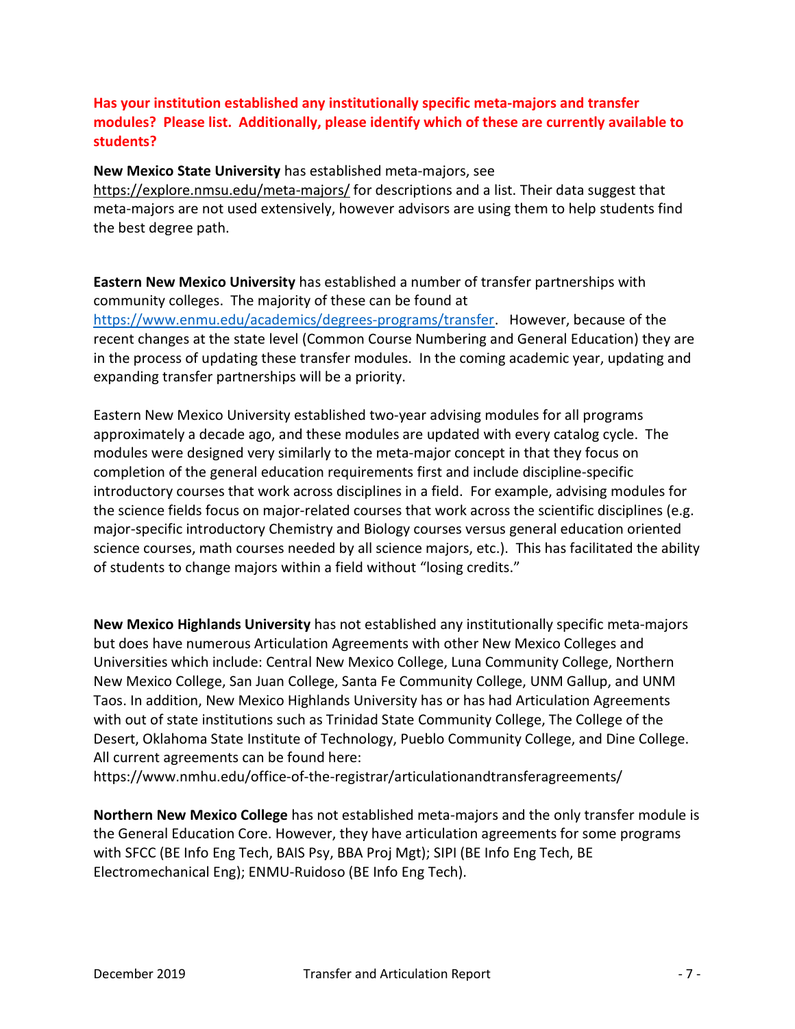**Has your institution established any institutionally specific meta-majors and transfer modules? Please list. Additionally, please identify which of these are currently available to students?**

**New Mexico State University** has established meta-majors, see https://explore.nmsu.edu/meta-majors/ for descriptions and a list. Their data suggest that meta-majors are not used extensively, however advisors are using them to help students find the best degree path.

**Eastern New Mexico University** has established a number of transfer partnerships with community colleges. The majority of these can be found at https://www.enmu.edu/academics/degrees-programs/transfer. However, because of the recent changes at the state level (Common Course Numbering and General Education) they are in the process of updating these transfer modules. In the coming academic year, updating and expanding transfer partnerships will be a priority.

Eastern New Mexico University established two-year advising modules for all programs approximately a decade ago, and these modules are updated with every catalog cycle. The modules were designed very similarly to the meta-major concept in that they focus on completion of the general education requirements first and include discipline-specific introductory courses that work across disciplines in a field. For example, advising modules for the science fields focus on major-related courses that work across the scientific disciplines (e.g. major-specific introductory Chemistry and Biology courses versus general education oriented science courses, math courses needed by all science majors, etc.). This has facilitated the ability of students to change majors within a field without "losing credits."

**New Mexico Highlands University** has not established any institutionally specific meta-majors but does have numerous Articulation Agreements with other New Mexico Colleges and Universities which include: Central New Mexico College, Luna Community College, Northern New Mexico College, San Juan College, Santa Fe Community College, UNM Gallup, and UNM Taos. In addition, New Mexico Highlands University has or has had Articulation Agreements with out of state institutions such as Trinidad State Community College, The College of the Desert, Oklahoma State Institute of Technology, Pueblo Community College, and Dine College. All current agreements can be found here: https://www.nmhu.edu/office-of-the-registrar/articulationandtransferagreements/

**Northern New Mexico College** has not established meta-majors and the only transfer module is the General Education Core. However, they have articulation agreements for some programs with SFCC (BE Info Eng Tech, BAIS Psy, BBA Proj Mgt); SIPI (BE Info Eng Tech, BE Electromechanical Eng); ENMU-Ruidoso (BE Info Eng Tech).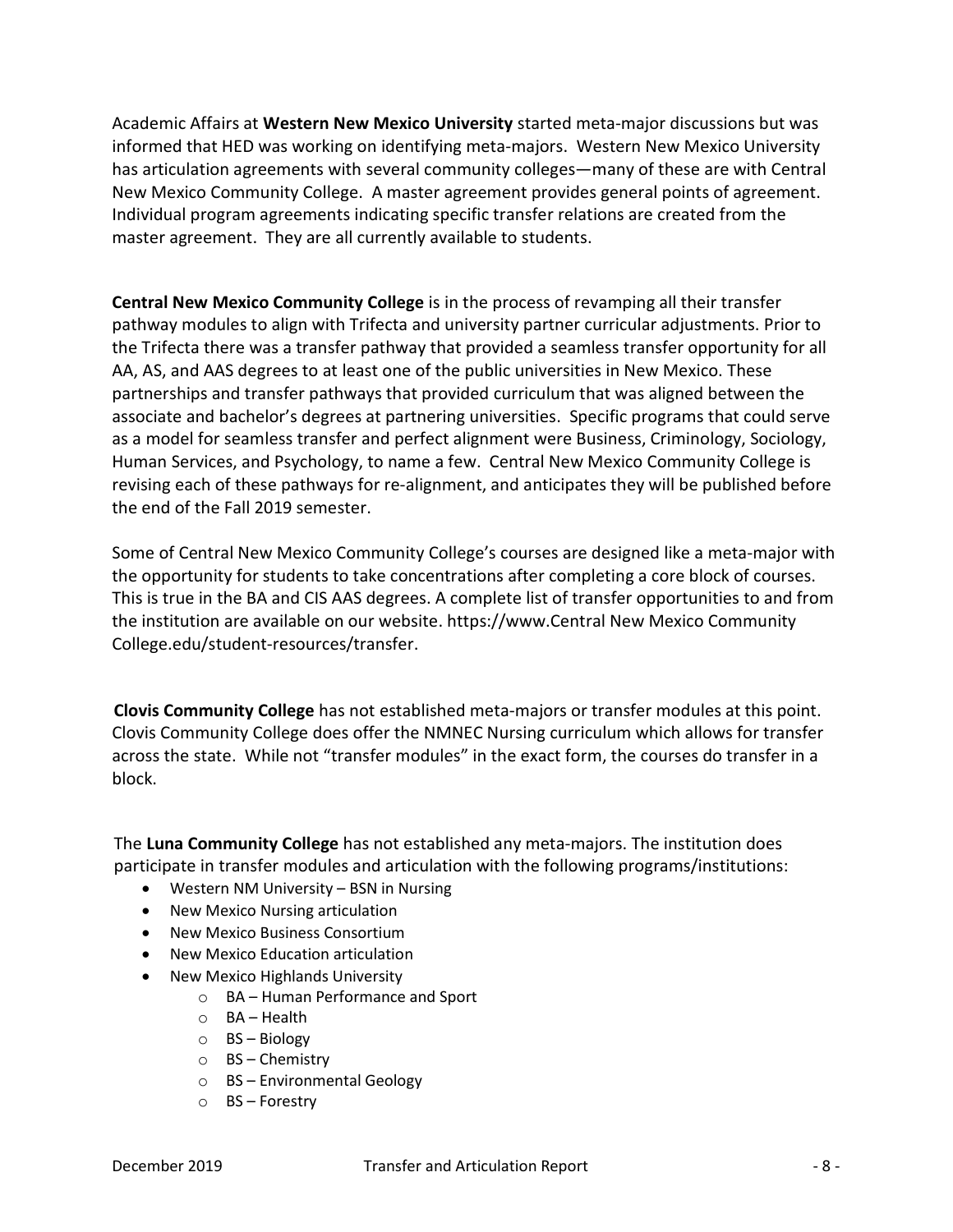Academic Affairs at **Western New Mexico University** started meta-major discussions but was informed that HED was working on identifying meta-majors. Western New Mexico University has articulation agreements with several community colleges—many of these are with Central New Mexico Community College. A master agreement provides general points of agreement. Individual program agreements indicating specific transfer relations are created from the master agreement. They are all currently available to students.

**Central New Mexico Community College** is in the process of revamping all their transfer pathway modules to align with Trifecta and university partner curricular adjustments. Prior to the Trifecta there was a transfer pathway that provided a seamless transfer opportunity for all AA, AS, and AAS degrees to at least one of the public universities in New Mexico. These partnerships and transfer pathways that provided curriculum that was aligned between the associate and bachelor's degrees at partnering universities. Specific programs that could serve as a model for seamless transfer and perfect alignment were Business, Criminology, Sociology, Human Services, and Psychology, to name a few. Central New Mexico Community College is revising each of these pathways for re-alignment, and anticipates they will be published before the end of the Fall 2019 semester.

Some of Central New Mexico Community College's courses are designed like a meta-major with the opportunity for students to take concentrations after completing a core block of courses. This is true in the BA and CIS AAS degrees. A complete list of transfer opportunities to and from the institution are available on our website. https://www.Central New Mexico Community College.edu/student-resources/transfer.

**Clovis Community College** has not established meta-majors or transfer modules at this point. Clovis Community College does offer the NMNEC Nursing curriculum which allows for transfer across the state. While not "transfer modules" in the exact form, the courses do transfer in a block.

The **Luna Community College** has not established any meta-majors. The institution does participate in transfer modules and articulation with the following programs/institutions:

- Western NM University – BSN in Nursing
- New Mexico Nursing articulation
- New Mexico Business Consortium
- New Mexico Education articulation
- New Mexico Highlands University
  - BA – Human Performance and Sport
  - BA – Health
  - BS – Biology
  - BS – Chemistry
  - BS – Environmental Geology
  - BS – Forestry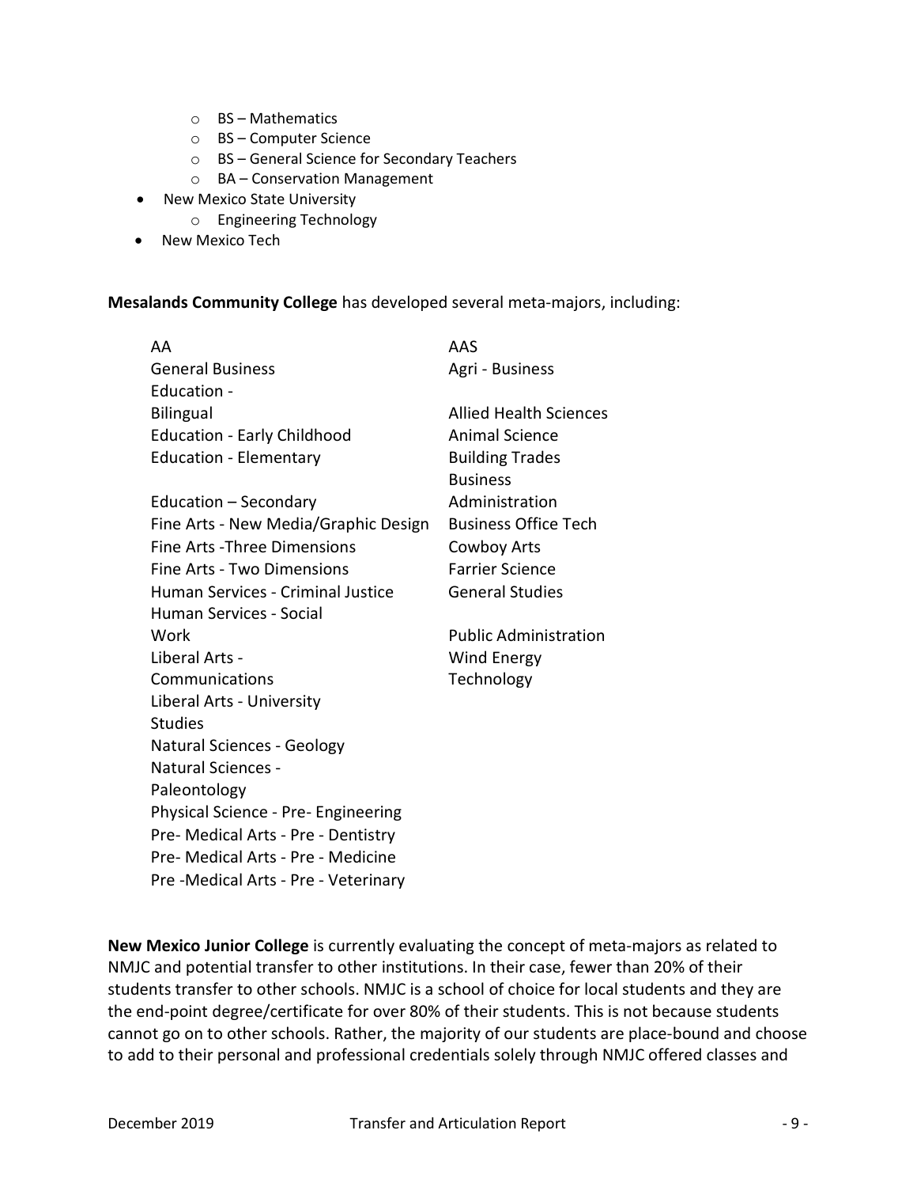- BS – Mathematics
  - BS – Computer Science
  - BS – General Science for Secondary Teachers
  - BA – Conservation Management
- New Mexico State University
  - Engineering Technology
- New Mexico Tech

**Mesalands Community College** has developed several meta-majors, including:

| AA | AAS |
|---|---|
| General Business | Agri - Business |
| Education - Bilingual | Allied Health Sciences |
| Education - Early Childhood | Animal Science |
| Education - Elementary | Building Trades |
| Education – Secondary | Business Administration |
| Fine Arts - New Media/Graphic Design | Business Office Tech |
| Fine Arts -Three Dimensions | Cowboy Arts |
| Fine Arts - Two Dimensions | Farrier Science |
| Human Services - Criminal Justice | General Studies |
| Human Services - Social Work | Public Administration |
| Liberal Arts - Communications | Wind Energy Technology |
| Liberal Arts - University Studies | |
| Natural Sciences - Geology | |
| Natural Sciences - Paleontology | |
| Physical Science - Pre- Engineering | |
| Pre- Medical Arts - Pre - Dentistry | |
| Pre- Medical Arts - Pre - Medicine | |
| Pre -Medical Arts - Pre - Veterinary | |

**New Mexico Junior College** is currently evaluating the concept of meta-majors as related to NMJC and potential transfer to other institutions. In their case, fewer than 20% of their students transfer to other schools. NMJC is a school of choice for local students and they are the end-point degree/certificate for over 80% of their students. This is not because students cannot go on to other schools. Rather, the majority of our students are place-bound and choose to add to their personal and professional credentials solely through NMJC offered classes and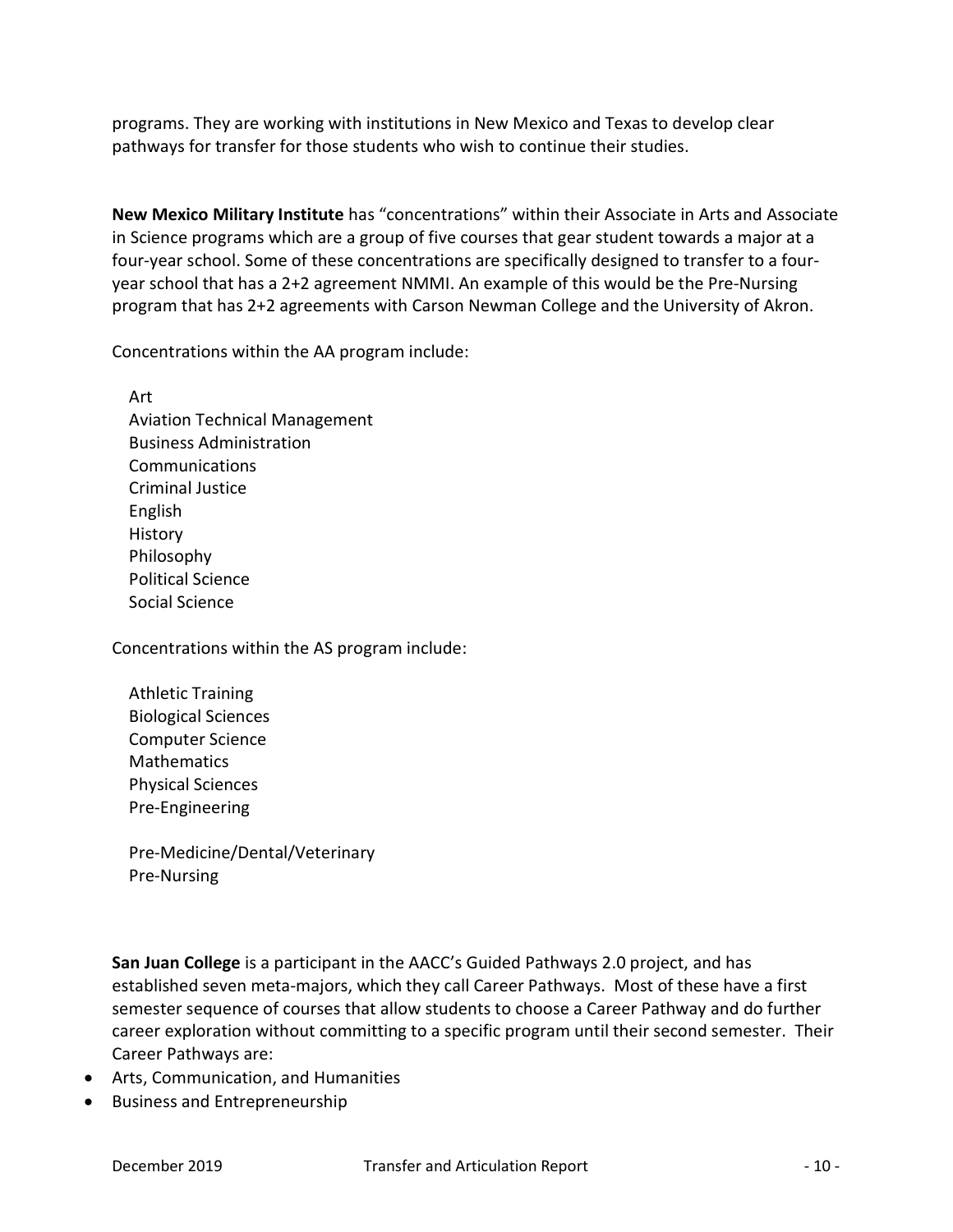programs. They are working with institutions in New Mexico and Texas to develop clear pathways for transfer for those students who wish to continue their studies.

**New Mexico Military Institute** has "concentrations" within their Associate in Arts and Associate in Science programs which are a group of five courses that gear student towards a major at a four-year school. Some of these concentrations are specifically designed to transfer to a four-year school that has a 2+2 agreement NMMI. An example of this would be the Pre-Nursing program that has 2+2 agreements with Carson Newman College and the University of Akron.

Concentrations within the AA program include:

Art
Aviation Technical Management
Business Administration
Communications
Criminal Justice
English
History
Philosophy
Political Science
Social Science

Concentrations within the AS program include:

Athletic Training
Biological Sciences
Computer Science
Mathematics
Physical Sciences
Pre-Engineering

Pre-Medicine/Dental/Veterinary
Pre-Nursing

**San Juan College** is a participant in the AACC's Guided Pathways 2.0 project, and has established seven meta-majors, which they call Career Pathways. Most of these have a first semester sequence of courses that allow students to choose a Career Pathway and do further career exploration without committing to a specific program until their second semester. Their Career Pathways are:

- Arts, Communication, and Humanities
- Business and Entrepreneurship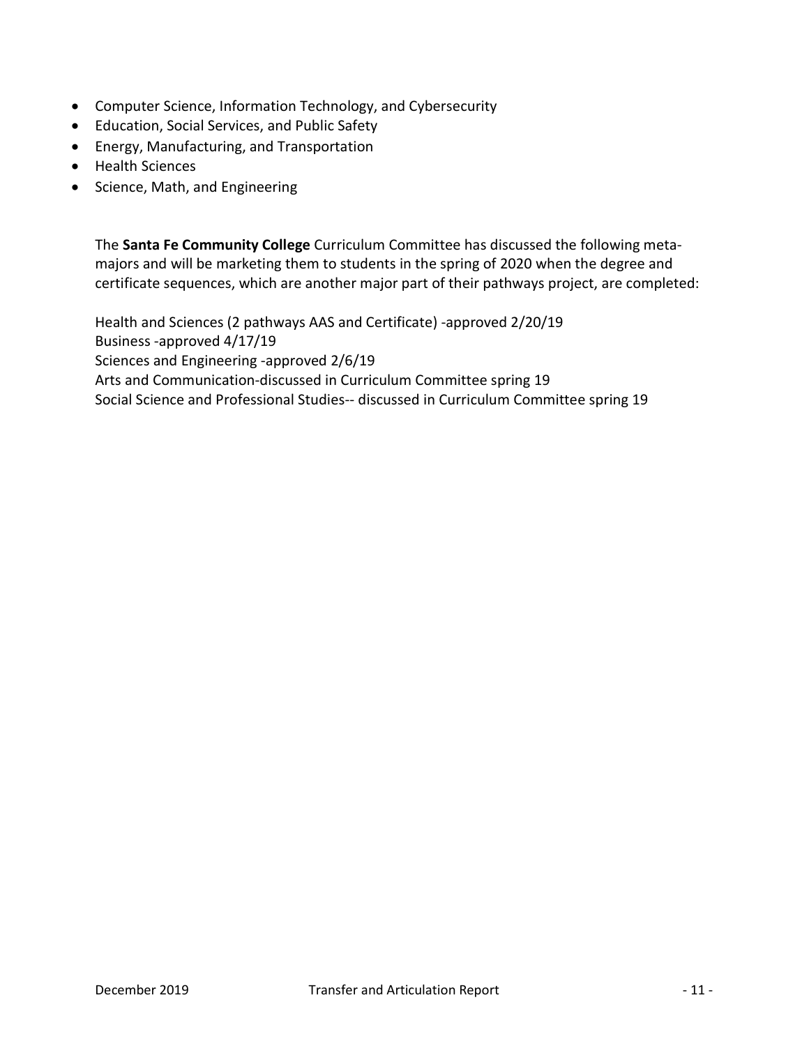- Computer Science, Information Technology, and Cybersecurity
- Education, Social Services, and Public Safety
- Energy, Manufacturing, and Transportation
- Health Sciences
- Science, Math, and Engineering

The **Santa Fe Community College** Curriculum Committee has discussed the following meta-majors and will be marketing them to students in the spring of 2020 when the degree and certificate sequences, which are another major part of their pathways project, are completed:

Health and Sciences (2 pathways AAS and Certificate) -approved 2/20/19
Business -approved 4/17/19
Sciences and Engineering -approved 2/6/19
Arts and Communication-discussed in Curriculum Committee spring 19
Social Science and Professional Studies-- discussed in Curriculum Committee spring 19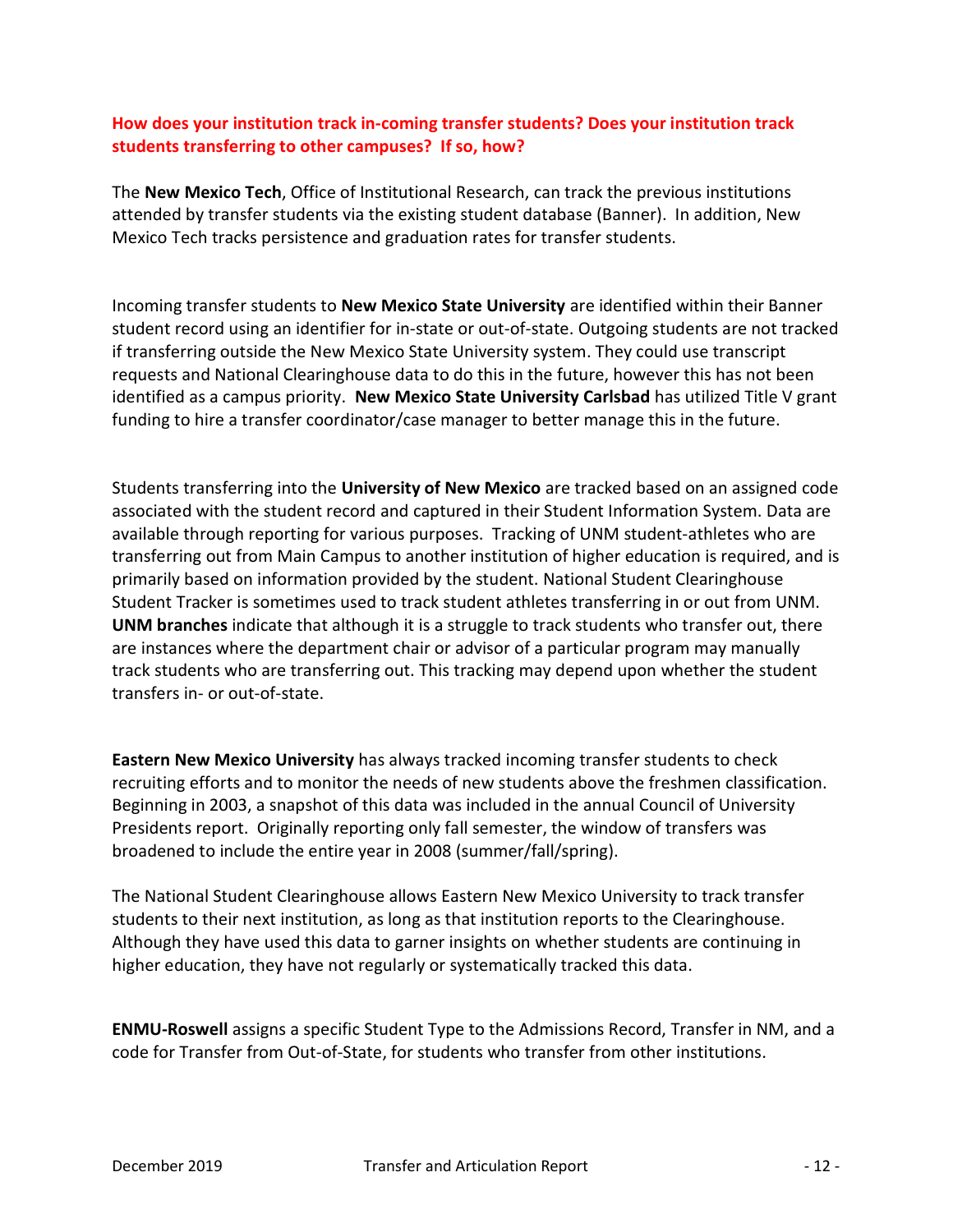**How does your institution track in-coming transfer students? Does your institution track students transferring to other campuses? If so, how?**

The **New Mexico Tech**, Office of Institutional Research, can track the previous institutions attended by transfer students via the existing student database (Banner). In addition, New Mexico Tech tracks persistence and graduation rates for transfer students.

Incoming transfer students to **New Mexico State University** are identified within their Banner student record using an identifier for in-state or out-of-state. Outgoing students are not tracked if transferring outside the New Mexico State University system. They could use transcript requests and National Clearinghouse data to do this in the future, however this has not been identified as a campus priority. **New Mexico State University Carlsbad** has utilized Title V grant funding to hire a transfer coordinator/case manager to better manage this in the future.

Students transferring into the **University of New Mexico** are tracked based on an assigned code associated with the student record and captured in their Student Information System. Data are available through reporting for various purposes. Tracking of UNM student-athletes who are transferring out from Main Campus to another institution of higher education is required, and is primarily based on information provided by the student. National Student Clearinghouse Student Tracker is sometimes used to track student athletes transferring in or out from UNM. **UNM branches** indicate that although it is a struggle to track students who transfer out, there are instances where the department chair or advisor of a particular program may manually track students who are transferring out. This tracking may depend upon whether the student transfers in- or out-of-state.

**Eastern New Mexico University** has always tracked incoming transfer students to check recruiting efforts and to monitor the needs of new students above the freshmen classification. Beginning in 2003, a snapshot of this data was included in the annual Council of University Presidents report. Originally reporting only fall semester, the window of transfers was broadened to include the entire year in 2008 (summer/fall/spring).

The National Student Clearinghouse allows Eastern New Mexico University to track transfer students to their next institution, as long as that institution reports to the Clearinghouse. Although they have used this data to garner insights on whether students are continuing in higher education, they have not regularly or systematically tracked this data.

**ENMU-Roswell** assigns a specific Student Type to the Admissions Record, Transfer in NM, and a code for Transfer from Out-of-State, for students who transfer from other institutions.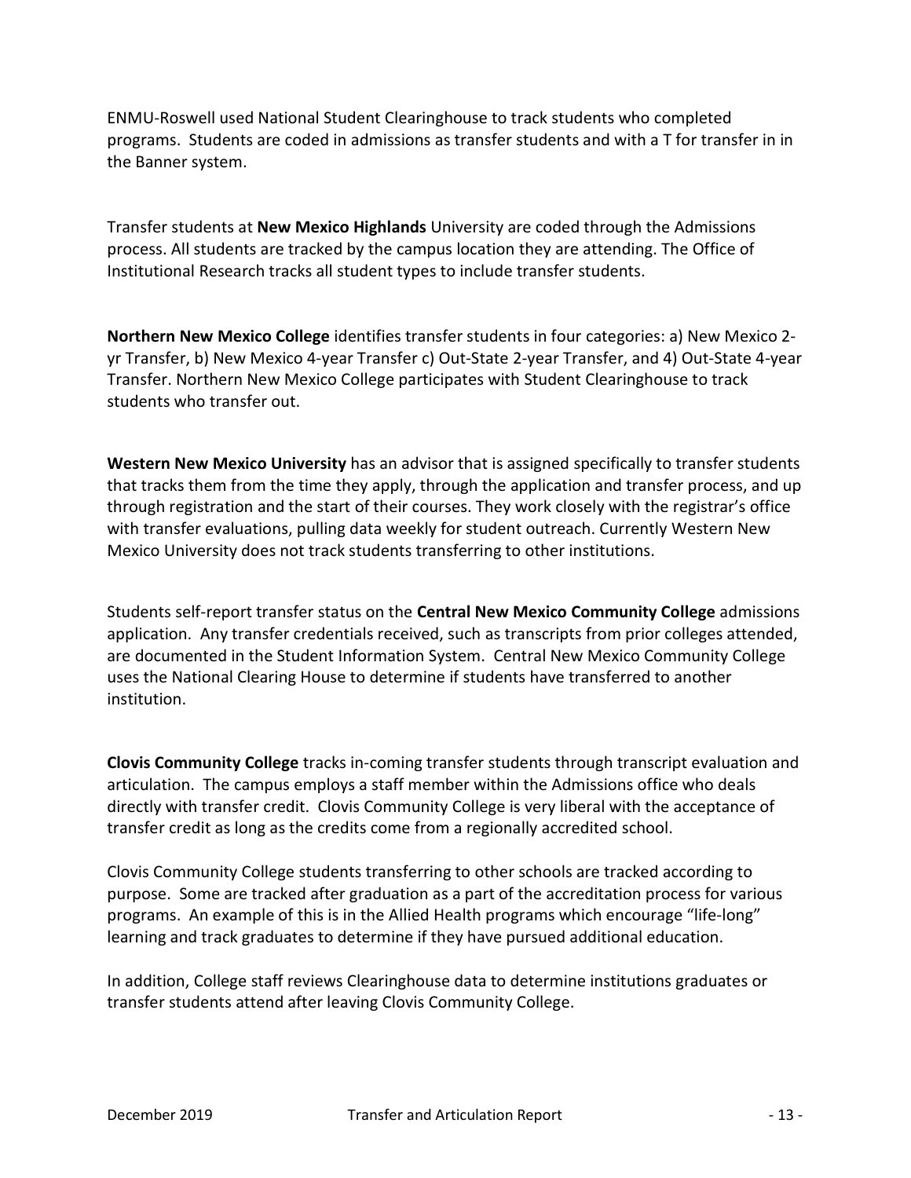ENMU-Roswell used National Student Clearinghouse to track students who completed programs. Students are coded in admissions as transfer students and with a T for transfer in in the Banner system.

Transfer students at **New Mexico Highlands** University are coded through the Admissions process. All students are tracked by the campus location they are attending. The Office of Institutional Research tracks all student types to include transfer students.

**Northern New Mexico College** identifies transfer students in four categories: a) New Mexico 2-yr Transfer, b) New Mexico 4-year Transfer c) Out-State 2-year Transfer, and 4) Out-State 4-year Transfer. Northern New Mexico College participates with Student Clearinghouse to track students who transfer out.

**Western New Mexico University** has an advisor that is assigned specifically to transfer students that tracks them from the time they apply, through the application and transfer process, and up through registration and the start of their courses. They work closely with the registrar's office with transfer evaluations, pulling data weekly for student outreach. Currently Western New Mexico University does not track students transferring to other institutions.

Students self-report transfer status on the **Central New Mexico Community College** admissions application. Any transfer credentials received, such as transcripts from prior colleges attended, are documented in the Student Information System. Central New Mexico Community College uses the National Clearing House to determine if students have transferred to another institution.

**Clovis Community College** tracks in-coming transfer students through transcript evaluation and articulation. The campus employs a staff member within the Admissions office who deals directly with transfer credit. Clovis Community College is very liberal with the acceptance of transfer credit as long as the credits come from a regionally accredited school.

Clovis Community College students transferring to other schools are tracked according to purpose. Some are tracked after graduation as a part of the accreditation process for various programs. An example of this is in the Allied Health programs which encourage "life-long" learning and track graduates to determine if they have pursued additional education.

In addition, College staff reviews Clearinghouse data to determine institutions graduates or transfer students attend after leaving Clovis Community College.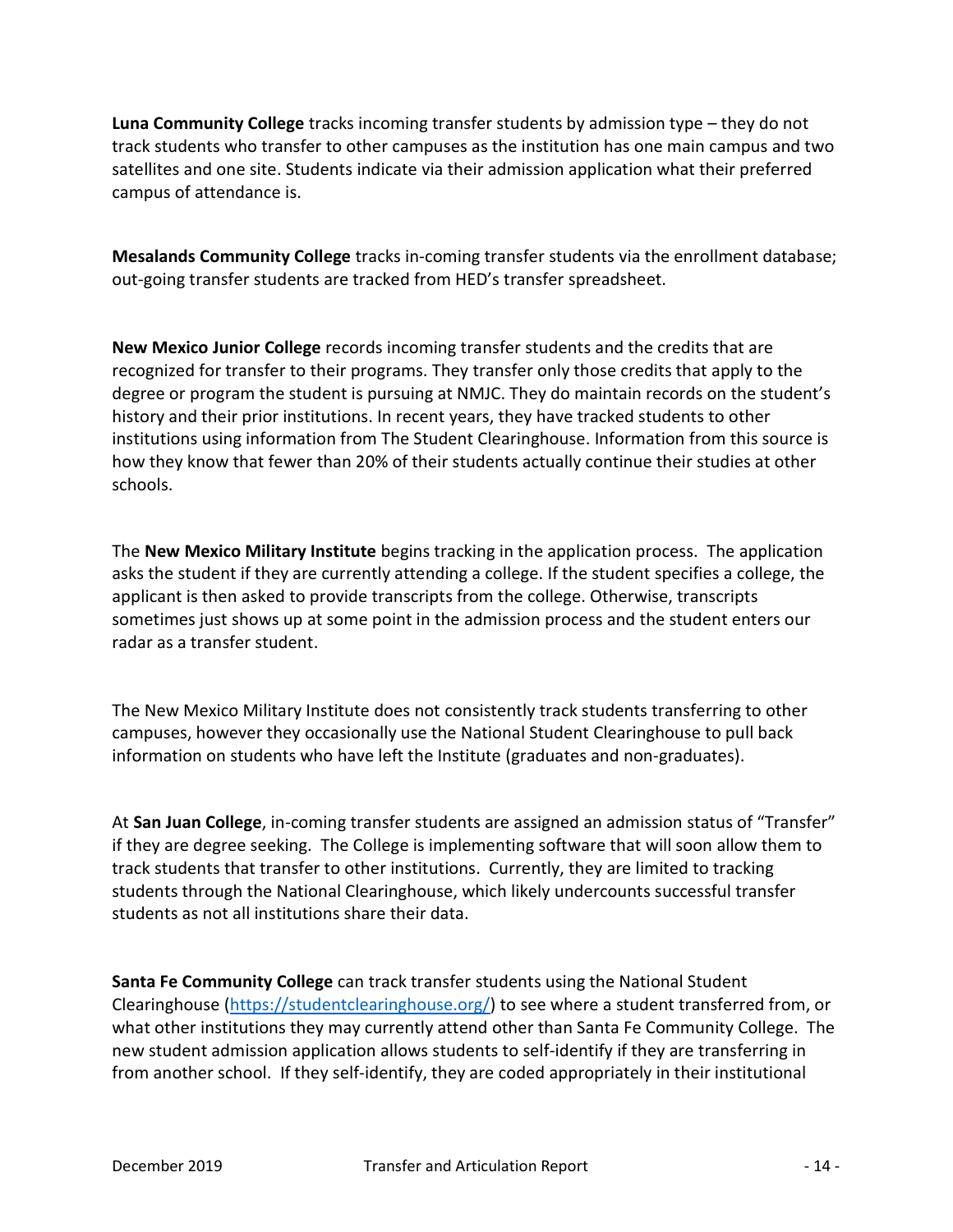**Luna Community College** tracks incoming transfer students by admission type – they do not track students who transfer to other campuses as the institution has one main campus and two satellites and one site. Students indicate via their admission application what their preferred campus of attendance is.

**Mesalands Community College** tracks in-coming transfer students via the enrollment database; out-going transfer students are tracked from HED's transfer spreadsheet.

**New Mexico Junior College** records incoming transfer students and the credits that are recognized for transfer to their programs. They transfer only those credits that apply to the degree or program the student is pursuing at NMJC. They do maintain records on the student's history and their prior institutions. In recent years, they have tracked students to other institutions using information from The Student Clearinghouse. Information from this source is how they know that fewer than 20% of their students actually continue their studies at other schools.

The **New Mexico Military Institute** begins tracking in the application process. The application asks the student if they are currently attending a college. If the student specifies a college, the applicant is then asked to provide transcripts from the college. Otherwise, transcripts sometimes just shows up at some point in the admission process and the student enters our radar as a transfer student.

The New Mexico Military Institute does not consistently track students transferring to other campuses, however they occasionally use the National Student Clearinghouse to pull back information on students who have left the Institute (graduates and non-graduates).

At **San Juan College**, in-coming transfer students are assigned an admission status of "Transfer" if they are degree seeking. The College is implementing software that will soon allow them to track students that transfer to other institutions. Currently, they are limited to tracking students through the National Clearinghouse, which likely undercounts successful transfer students as not all institutions share their data.

**Santa Fe Community College** can track transfer students using the National Student Clearinghouse (https://studentclearinghouse.org/) to see where a student transferred from, or what other institutions they may currently attend other than Santa Fe Community College. The new student admission application allows students to self-identify if they are transferring in from another school. If they self-identify, they are coded appropriately in their institutional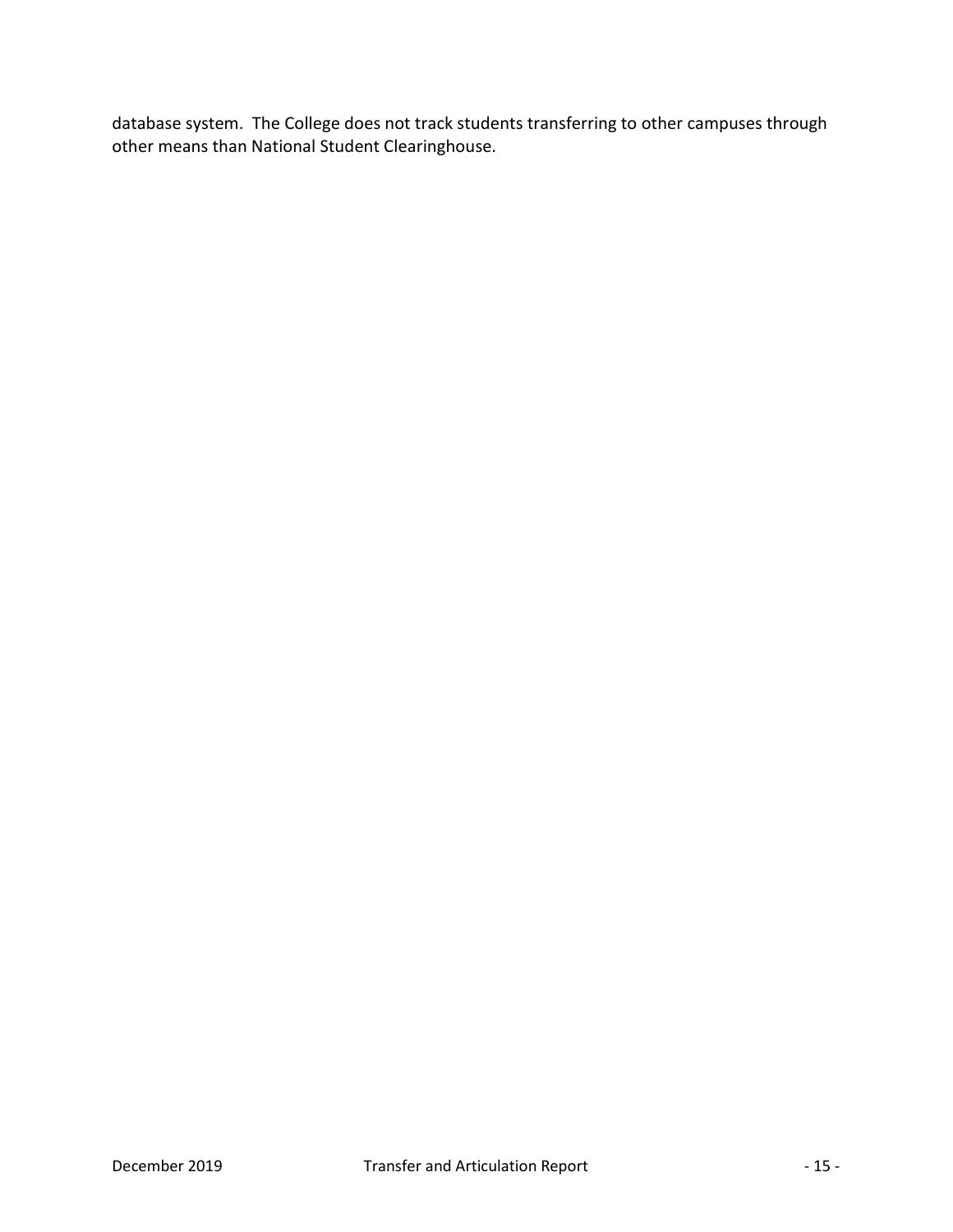database system. The College does not track students transferring to other campuses through other means than National Student Clearinghouse.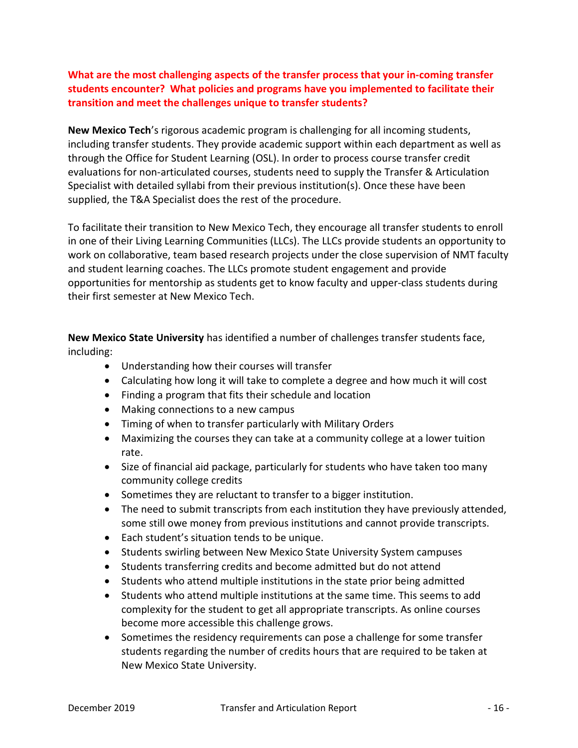**What are the most challenging aspects of the transfer process that your in-coming transfer students encounter? What policies and programs have you implemented to facilitate their transition and meet the challenges unique to transfer students?**

**New Mexico Tech**'s rigorous academic program is challenging for all incoming students, including transfer students. They provide academic support within each department as well as through the Office for Student Learning (OSL). In order to process course transfer credit evaluations for non-articulated courses, students need to supply the Transfer & Articulation Specialist with detailed syllabi from their previous institution(s). Once these have been supplied, the T&A Specialist does the rest of the procedure.

To facilitate their transition to New Mexico Tech, they encourage all transfer students to enroll in one of their Living Learning Communities (LLCs). The LLCs provide students an opportunity to work on collaborative, team based research projects under the close supervision of NMT faculty and student learning coaches. The LLCs promote student engagement and provide opportunities for mentorship as students get to know faculty and upper-class students during their first semester at New Mexico Tech.

**New Mexico State University** has identified a number of challenges transfer students face, including:

- Understanding how their courses will transfer
- Calculating how long it will take to complete a degree and how much it will cost
- Finding a program that fits their schedule and location
- Making connections to a new campus
- Timing of when to transfer particularly with Military Orders
- Maximizing the courses they can take at a community college at a lower tuition rate.
- Size of financial aid package, particularly for students who have taken too many community college credits
- Sometimes they are reluctant to transfer to a bigger institution.
- The need to submit transcripts from each institution they have previously attended, some still owe money from previous institutions and cannot provide transcripts.
- Each student's situation tends to be unique.
- Students swirling between New Mexico State University System campuses
- Students transferring credits and become admitted but do not attend
- Students who attend multiple institutions in the state prior being admitted
- Students who attend multiple institutions at the same time. This seems to add complexity for the student to get all appropriate transcripts. As online courses become more accessible this challenge grows.
- Sometimes the residency requirements can pose a challenge for some transfer students regarding the number of credits hours that are required to be taken at New Mexico State University.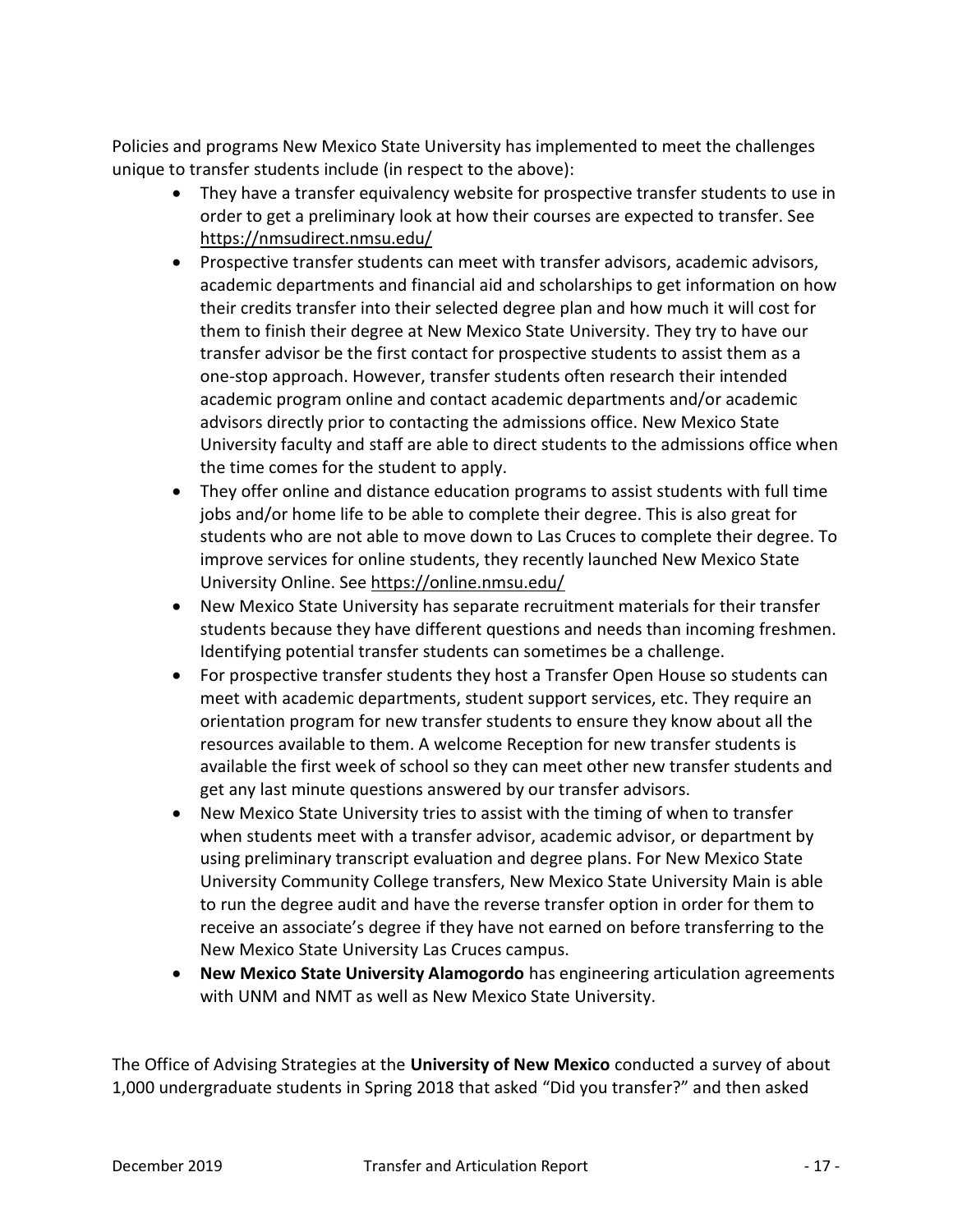Policies and programs New Mexico State University has implemented to meet the challenges unique to transfer students include (in respect to the above):

- They have a transfer equivalency website for prospective transfer students to use in order to get a preliminary look at how their courses are expected to transfer. See https://nmsudirect.nmsu.edu/
- Prospective transfer students can meet with transfer advisors, academic advisors, academic departments and financial aid and scholarships to get information on how their credits transfer into their selected degree plan and how much it will cost for them to finish their degree at New Mexico State University. They try to have our transfer advisor be the first contact for prospective students to assist them as a one-stop approach. However, transfer students often research their intended academic program online and contact academic departments and/or academic advisors directly prior to contacting the admissions office. New Mexico State University faculty and staff are able to direct students to the admissions office when the time comes for the student to apply.
- They offer online and distance education programs to assist students with full time jobs and/or home life to be able to complete their degree. This is also great for students who are not able to move down to Las Cruces to complete their degree. To improve services for online students, they recently launched New Mexico State University Online. See https://online.nmsu.edu/
- New Mexico State University has separate recruitment materials for their transfer students because they have different questions and needs than incoming freshmen. Identifying potential transfer students can sometimes be a challenge.
- For prospective transfer students they host a Transfer Open House so students can meet with academic departments, student support services, etc. They require an orientation program for new transfer students to ensure they know about all the resources available to them. A welcome Reception for new transfer students is available the first week of school so they can meet other new transfer students and get any last minute questions answered by our transfer advisors.
- New Mexico State University tries to assist with the timing of when to transfer when students meet with a transfer advisor, academic advisor, or department by using preliminary transcript evaluation and degree plans. For New Mexico State University Community College transfers, New Mexico State University Main is able to run the degree audit and have the reverse transfer option in order for them to receive an associate's degree if they have not earned on before transferring to the New Mexico State University Las Cruces campus.
- **New Mexico State University Alamogordo** has engineering articulation agreements with UNM and NMT as well as New Mexico State University.

The Office of Advising Strategies at the **University of New Mexico** conducted a survey of about 1,000 undergraduate students in Spring 2018 that asked "Did you transfer?" and then asked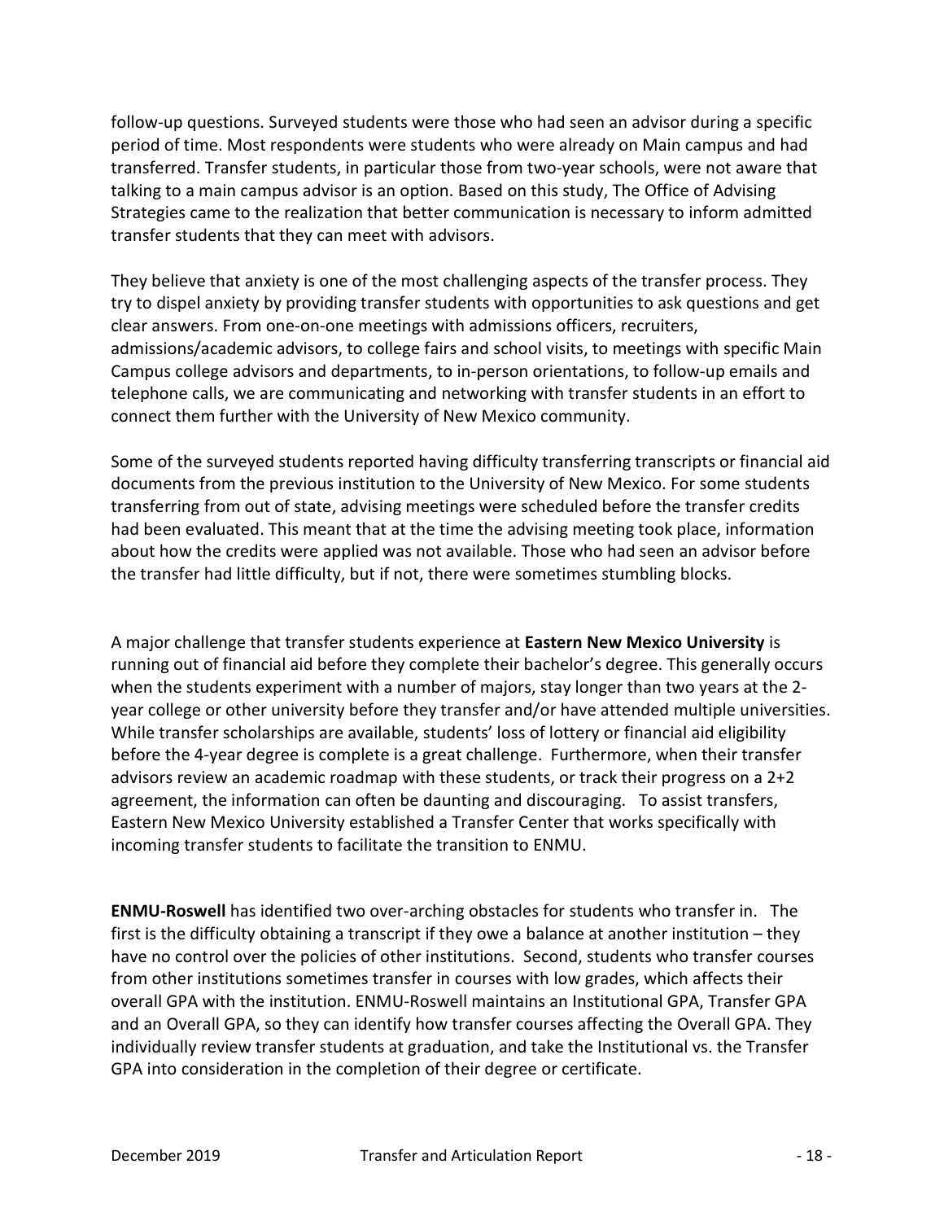follow-up questions. Surveyed students were those who had seen an advisor during a specific period of time. Most respondents were students who were already on Main campus and had transferred. Transfer students, in particular those from two-year schools, were not aware that talking to a main campus advisor is an option. Based on this study, The Office of Advising Strategies came to the realization that better communication is necessary to inform admitted transfer students that they can meet with advisors.

They believe that anxiety is one of the most challenging aspects of the transfer process. They try to dispel anxiety by providing transfer students with opportunities to ask questions and get clear answers. From one-on-one meetings with admissions officers, recruiters, admissions/academic advisors, to college fairs and school visits, to meetings with specific Main Campus college advisors and departments, to in-person orientations, to follow-up emails and telephone calls, we are communicating and networking with transfer students in an effort to connect them further with the University of New Mexico community.

Some of the surveyed students reported having difficulty transferring transcripts or financial aid documents from the previous institution to the University of New Mexico. For some students transferring from out of state, advising meetings were scheduled before the transfer credits had been evaluated. This meant that at the time the advising meeting took place, information about how the credits were applied was not available. Those who had seen an advisor before the transfer had little difficulty, but if not, there were sometimes stumbling blocks.

A major challenge that transfer students experience at **Eastern New Mexico University** is running out of financial aid before they complete their bachelor's degree. This generally occurs when the students experiment with a number of majors, stay longer than two years at the 2-year college or other university before they transfer and/or have attended multiple universities. While transfer scholarships are available, students' loss of lottery or financial aid eligibility before the 4-year degree is complete is a great challenge. Furthermore, when their transfer advisors review an academic roadmap with these students, or track their progress on a 2+2 agreement, the information can often be daunting and discouraging. To assist transfers, Eastern New Mexico University established a Transfer Center that works specifically with incoming transfer students to facilitate the transition to ENMU.

**ENMU-Roswell** has identified two over-arching obstacles for students who transfer in. The first is the difficulty obtaining a transcript if they owe a balance at another institution – they have no control over the policies of other institutions. Second, students who transfer courses from other institutions sometimes transfer in courses with low grades, which affects their overall GPA with the institution. ENMU-Roswell maintains an Institutional GPA, Transfer GPA and an Overall GPA, so they can identify how transfer courses affecting the Overall GPA. They individually review transfer students at graduation, and take the Institutional vs. the Transfer GPA into consideration in the completion of their degree or certificate.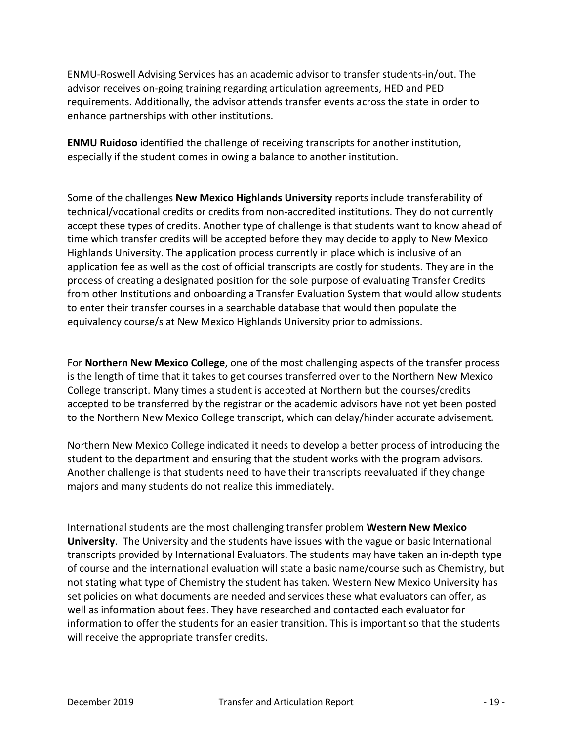ENMU-Roswell Advising Services has an academic advisor to transfer students-in/out. The advisor receives on-going training regarding articulation agreements, HED and PED requirements. Additionally, the advisor attends transfer events across the state in order to enhance partnerships with other institutions.

**ENMU Ruidoso** identified the challenge of receiving transcripts for another institution, especially if the student comes in owing a balance to another institution.

Some of the challenges **New Mexico Highlands University** reports include transferability of technical/vocational credits or credits from non-accredited institutions. They do not currently accept these types of credits. Another type of challenge is that students want to know ahead of time which transfer credits will be accepted before they may decide to apply to New Mexico Highlands University. The application process currently in place which is inclusive of an application fee as well as the cost of official transcripts are costly for students. They are in the process of creating a designated position for the sole purpose of evaluating Transfer Credits from other Institutions and onboarding a Transfer Evaluation System that would allow students to enter their transfer courses in a searchable database that would then populate the equivalency course/s at New Mexico Highlands University prior to admissions.

For **Northern New Mexico College**, one of the most challenging aspects of the transfer process is the length of time that it takes to get courses transferred over to the Northern New Mexico College transcript. Many times a student is accepted at Northern but the courses/credits accepted to be transferred by the registrar or the academic advisors have not yet been posted to the Northern New Mexico College transcript, which can delay/hinder accurate advisement.

Northern New Mexico College indicated it needs to develop a better process of introducing the student to the department and ensuring that the student works with the program advisors. Another challenge is that students need to have their transcripts reevaluated if they change majors and many students do not realize this immediately.

International students are the most challenging transfer problem **Western New Mexico University**. The University and the students have issues with the vague or basic International transcripts provided by International Evaluators. The students may have taken an in-depth type of course and the international evaluation will state a basic name/course such as Chemistry, but not stating what type of Chemistry the student has taken. Western New Mexico University has set policies on what documents are needed and services these what evaluators can offer, as well as information about fees. They have researched and contacted each evaluator for information to offer the students for an easier transition. This is important so that the students will receive the appropriate transfer credits.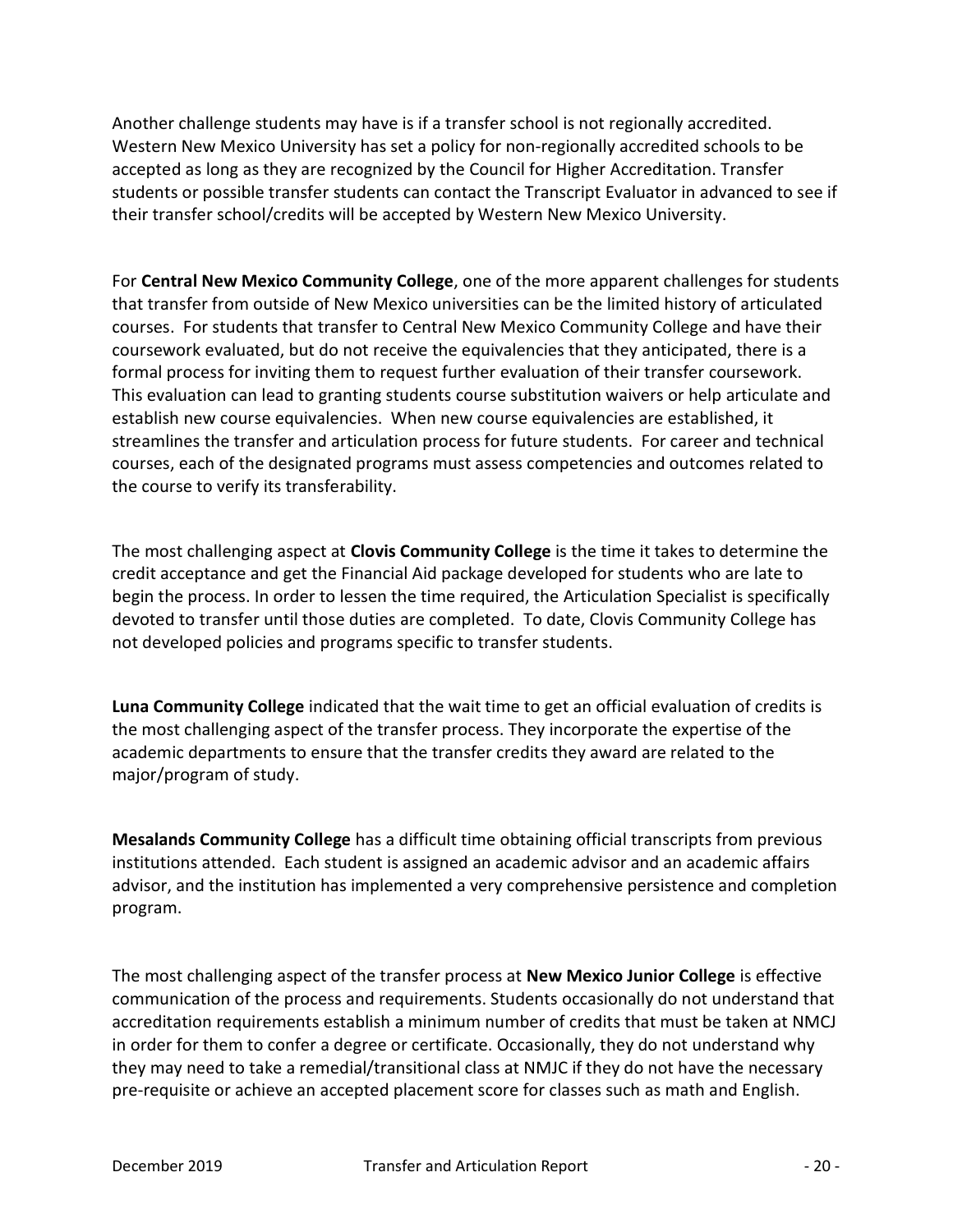Another challenge students may have is if a transfer school is not regionally accredited. Western New Mexico University has set a policy for non-regionally accredited schools to be accepted as long as they are recognized by the Council for Higher Accreditation. Transfer students or possible transfer students can contact the Transcript Evaluator in advanced to see if their transfer school/credits will be accepted by Western New Mexico University.

For **Central New Mexico Community College**, one of the more apparent challenges for students that transfer from outside of New Mexico universities can be the limited history of articulated courses. For students that transfer to Central New Mexico Community College and have their coursework evaluated, but do not receive the equivalencies that they anticipated, there is a formal process for inviting them to request further evaluation of their transfer coursework. This evaluation can lead to granting students course substitution waivers or help articulate and establish new course equivalencies. When new course equivalencies are established, it streamlines the transfer and articulation process for future students. For career and technical courses, each of the designated programs must assess competencies and outcomes related to the course to verify its transferability.

The most challenging aspect at **Clovis Community College** is the time it takes to determine the credit acceptance and get the Financial Aid package developed for students who are late to begin the process. In order to lessen the time required, the Articulation Specialist is specifically devoted to transfer until those duties are completed. To date, Clovis Community College has not developed policies and programs specific to transfer students.

**Luna Community College** indicated that the wait time to get an official evaluation of credits is the most challenging aspect of the transfer process. They incorporate the expertise of the academic departments to ensure that the transfer credits they award are related to the major/program of study.

**Mesalands Community College** has a difficult time obtaining official transcripts from previous institutions attended. Each student is assigned an academic advisor and an academic affairs advisor, and the institution has implemented a very comprehensive persistence and completion program.

The most challenging aspect of the transfer process at **New Mexico Junior College** is effective communication of the process and requirements. Students occasionally do not understand that accreditation requirements establish a minimum number of credits that must be taken at NMCJ in order for them to confer a degree or certificate. Occasionally, they do not understand why they may need to take a remedial/transitional class at NMJC if they do not have the necessary pre-requisite or achieve an accepted placement score for classes such as math and English.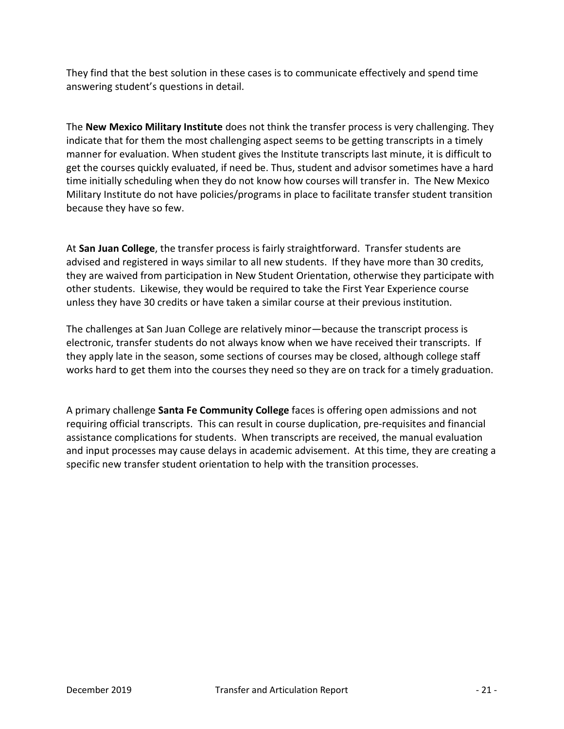They find that the best solution in these cases is to communicate effectively and spend time answering student's questions in detail.

The **New Mexico Military Institute** does not think the transfer process is very challenging. They indicate that for them the most challenging aspect seems to be getting transcripts in a timely manner for evaluation. When student gives the Institute transcripts last minute, it is difficult to get the courses quickly evaluated, if need be. Thus, student and advisor sometimes have a hard time initially scheduling when they do not know how courses will transfer in. The New Mexico Military Institute do not have policies/programs in place to facilitate transfer student transition because they have so few.

At **San Juan College**, the transfer process is fairly straightforward. Transfer students are advised and registered in ways similar to all new students. If they have more than 30 credits, they are waived from participation in New Student Orientation, otherwise they participate with other students. Likewise, they would be required to take the First Year Experience course unless they have 30 credits or have taken a similar course at their previous institution.

The challenges at San Juan College are relatively minor—because the transcript process is electronic, transfer students do not always know when we have received their transcripts. If they apply late in the season, some sections of courses may be closed, although college staff works hard to get them into the courses they need so they are on track for a timely graduation.

A primary challenge **Santa Fe Community College** faces is offering open admissions and not requiring official transcripts. This can result in course duplication, pre-requisites and financial assistance complications for students. When transcripts are received, the manual evaluation and input processes may cause delays in academic advisement. At this time, they are creating a specific new transfer student orientation to help with the transition processes.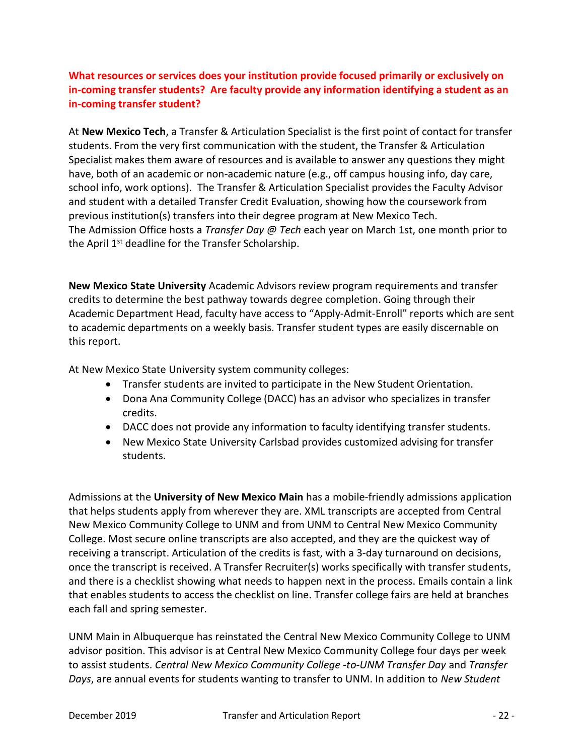**What resources or services does your institution provide focused primarily or exclusively on in-coming transfer students? Are faculty provide any information identifying a student as an in-coming transfer student?**

At **New Mexico Tech**, a Transfer & Articulation Specialist is the first point of contact for transfer students. From the very first communication with the student, the Transfer & Articulation Specialist makes them aware of resources and is available to answer any questions they might have, both of an academic or non-academic nature (e.g., off campus housing info, day care, school info, work options). The Transfer & Articulation Specialist provides the Faculty Advisor and student with a detailed Transfer Credit Evaluation, showing how the coursework from previous institution(s) transfers into their degree program at New Mexico Tech. The Admission Office hosts a *Transfer Day @ Tech* each year on March 1st, one month prior to the April 1st deadline for the Transfer Scholarship.

**New Mexico State University** Academic Advisors review program requirements and transfer credits to determine the best pathway towards degree completion. Going through their Academic Department Head, faculty have access to "Apply-Admit-Enroll" reports which are sent to academic departments on a weekly basis. Transfer student types are easily discernable on this report.

At New Mexico State University system community colleges:

- Transfer students are invited to participate in the New Student Orientation.
- Dona Ana Community College (DACC) has an advisor who specializes in transfer credits.
- DACC does not provide any information to faculty identifying transfer students.
- New Mexico State University Carlsbad provides customized advising for transfer students.

Admissions at the **University of New Mexico Main** has a mobile-friendly admissions application that helps students apply from wherever they are. XML transcripts are accepted from Central New Mexico Community College to UNM and from UNM to Central New Mexico Community College. Most secure online transcripts are also accepted, and they are the quickest way of receiving a transcript. Articulation of the credits is fast, with a 3-day turnaround on decisions, once the transcript is received. A Transfer Recruiter(s) works specifically with transfer students, and there is a checklist showing what needs to happen next in the process. Emails contain a link that enables students to access the checklist on line. Transfer college fairs are held at branches each fall and spring semester.

UNM Main in Albuquerque has reinstated the Central New Mexico Community College to UNM advisor position. This advisor is at Central New Mexico Community College four days per week to assist students. *Central New Mexico Community College -to-UNM Transfer Day* and *Transfer Days*, are annual events for students wanting to transfer to UNM. In addition to *New Student*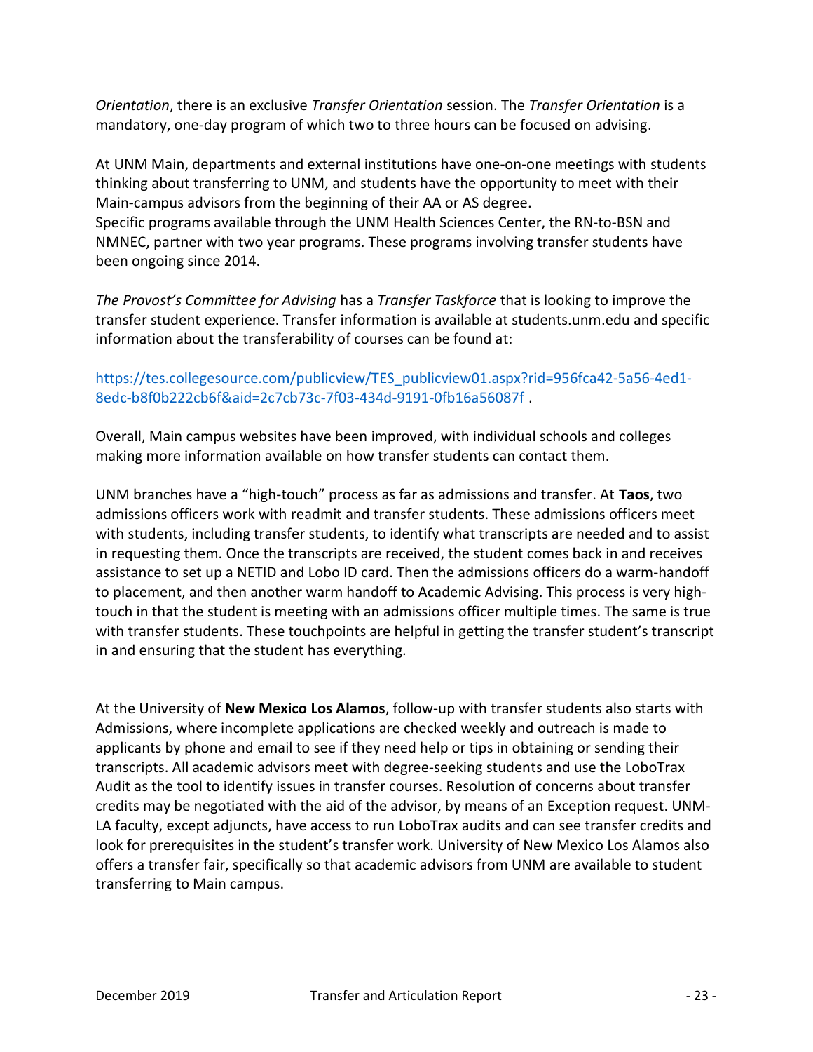*Orientation*, there is an exclusive *Transfer Orientation* session. The *Transfer Orientation* is a mandatory, one-day program of which two to three hours can be focused on advising.

At UNM Main, departments and external institutions have one-on-one meetings with students thinking about transferring to UNM, and students have the opportunity to meet with their Main-campus advisors from the beginning of their AA or AS degree.
Specific programs available through the UNM Health Sciences Center, the RN-to-BSN and NMNEC, partner with two year programs. These programs involving transfer students have been ongoing since 2014.

*The Provost's Committee for Advising* has a *Transfer Taskforce* that is looking to improve the transfer student experience. Transfer information is available at students.unm.edu and specific information about the transferability of courses can be found at:

https://tes.collegesource.com/publicview/TES_publicview01.aspx?rid=956fca42-5a56-4ed1-8edc-b8f0b222cb6f&aid=2c7cb73c-7f03-434d-9191-0fb16a56087f .

Overall, Main campus websites have been improved, with individual schools and colleges making more information available on how transfer students can contact them.

UNM branches have a "high-touch" process as far as admissions and transfer. At **Taos**, two admissions officers work with readmit and transfer students. These admissions officers meet with students, including transfer students, to identify what transcripts are needed and to assist in requesting them. Once the transcripts are received, the student comes back in and receives assistance to set up a NETID and Lobo ID card. Then the admissions officers do a warm-handoff to placement, and then another warm handoff to Academic Advising. This process is very high-touch in that the student is meeting with an admissions officer multiple times. The same is true with transfer students. These touchpoints are helpful in getting the transfer student's transcript in and ensuring that the student has everything.

At the University of **New Mexico Los Alamos**, follow-up with transfer students also starts with Admissions, where incomplete applications are checked weekly and outreach is made to applicants by phone and email to see if they need help or tips in obtaining or sending their transcripts. All academic advisors meet with degree-seeking students and use the LoboTrax Audit as the tool to identify issues in transfer courses. Resolution of concerns about transfer credits may be negotiated with the aid of the advisor, by means of an Exception request. UNM-LA faculty, except adjuncts, have access to run LoboTrax audits and can see transfer credits and look for prerequisites in the student's transfer work. University of New Mexico Los Alamos also offers a transfer fair, specifically so that academic advisors from UNM are available to student transferring to Main campus.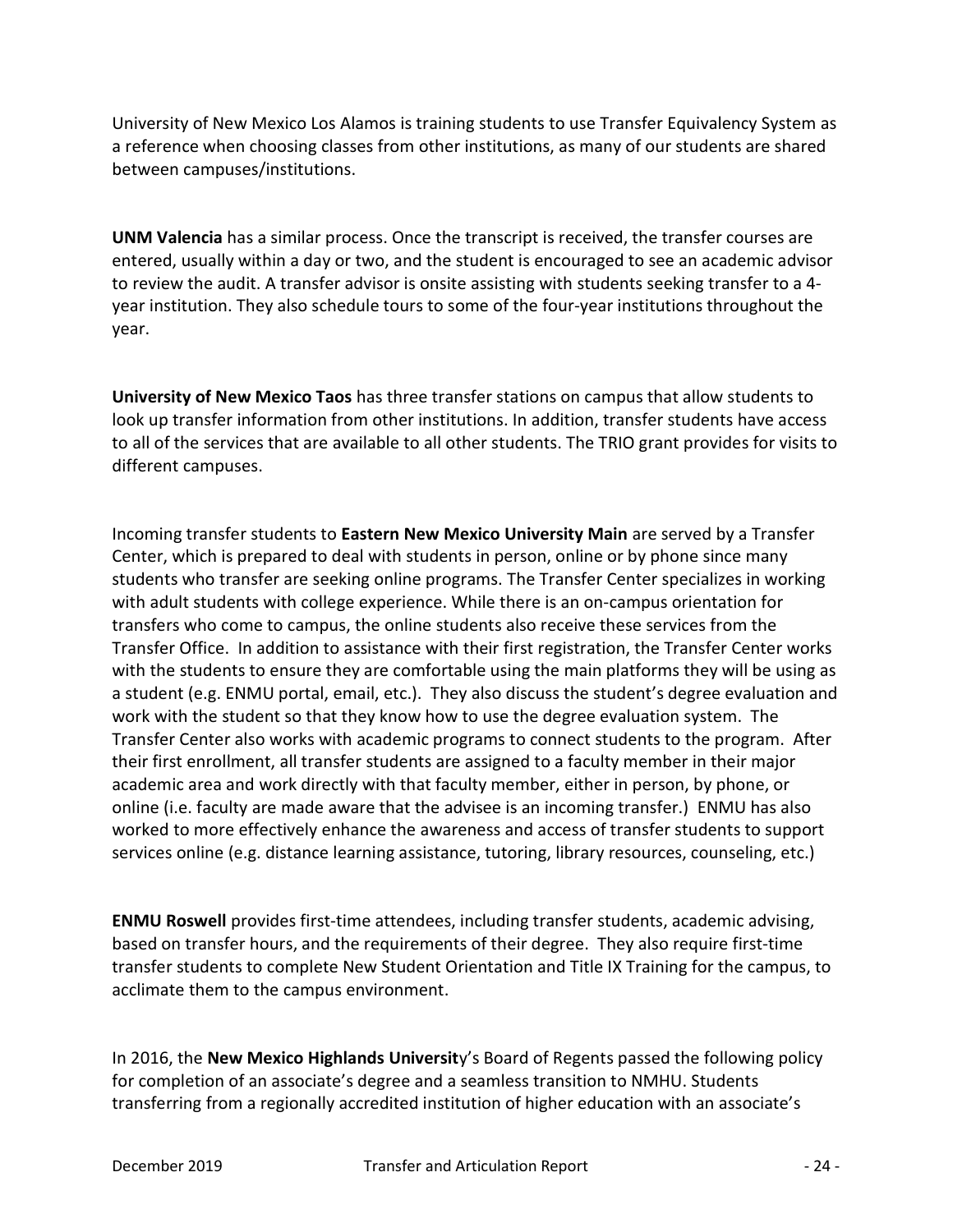University of New Mexico Los Alamos is training students to use Transfer Equivalency System as a reference when choosing classes from other institutions, as many of our students are shared between campuses/institutions.

**UNM Valencia** has a similar process. Once the transcript is received, the transfer courses are entered, usually within a day or two, and the student is encouraged to see an academic advisor to review the audit. A transfer advisor is onsite assisting with students seeking transfer to a 4-year institution. They also schedule tours to some of the four-year institutions throughout the year.

**University of New Mexico Taos** has three transfer stations on campus that allow students to look up transfer information from other institutions. In addition, transfer students have access to all of the services that are available to all other students. The TRIO grant provides for visits to different campuses.

Incoming transfer students to **Eastern New Mexico University Main** are served by a Transfer Center, which is prepared to deal with students in person, online or by phone since many students who transfer are seeking online programs. The Transfer Center specializes in working with adult students with college experience. While there is an on-campus orientation for transfers who come to campus, the online students also receive these services from the Transfer Office. In addition to assistance with their first registration, the Transfer Center works with the students to ensure they are comfortable using the main platforms they will be using as a student (e.g. ENMU portal, email, etc.). They also discuss the student's degree evaluation and work with the student so that they know how to use the degree evaluation system. The Transfer Center also works with academic programs to connect students to the program. After their first enrollment, all transfer students are assigned to a faculty member in their major academic area and work directly with that faculty member, either in person, by phone, or online (i.e. faculty are made aware that the advisee is an incoming transfer.) ENMU has also worked to more effectively enhance the awareness and access of transfer students to support services online (e.g. distance learning assistance, tutoring, library resources, counseling, etc.)

**ENMU Roswell** provides first-time attendees, including transfer students, academic advising, based on transfer hours, and the requirements of their degree. They also require first-time transfer students to complete New Student Orientation and Title IX Training for the campus, to acclimate them to the campus environment.

In 2016, the **New Mexico Highlands Universit**y's Board of Regents passed the following policy for completion of an associate's degree and a seamless transition to NMHU. Students transferring from a regionally accredited institution of higher education with an associate's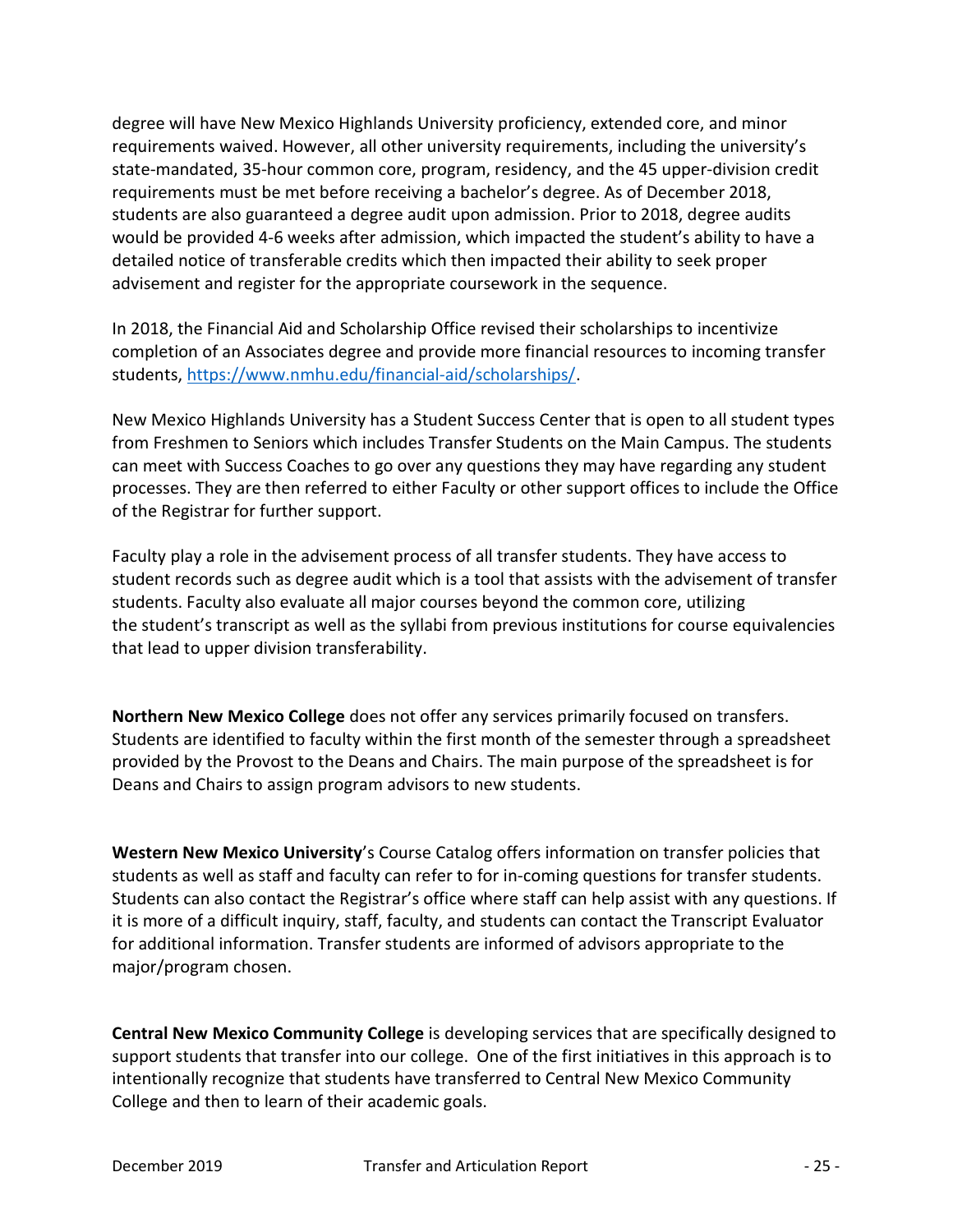degree will have New Mexico Highlands University proficiency, extended core, and minor requirements waived. However, all other university requirements, including the university's state-mandated, 35-hour common core, program, residency, and the 45 upper-division credit requirements must be met before receiving a bachelor's degree. As of December 2018, students are also guaranteed a degree audit upon admission. Prior to 2018, degree audits would be provided 4-6 weeks after admission, which impacted the student's ability to have a detailed notice of transferable credits which then impacted their ability to seek proper advisement and register for the appropriate coursework in the sequence.

In 2018, the Financial Aid and Scholarship Office revised their scholarships to incentivize completion of an Associates degree and provide more financial resources to incoming transfer students, https://www.nmhu.edu/financial-aid/scholarships/.

New Mexico Highlands University has a Student Success Center that is open to all student types from Freshmen to Seniors which includes Transfer Students on the Main Campus. The students can meet with Success Coaches to go over any questions they may have regarding any student processes. They are then referred to either Faculty or other support offices to include the Office of the Registrar for further support.

Faculty play a role in the advisement process of all transfer students. They have access to student records such as degree audit which is a tool that assists with the advisement of transfer students. Faculty also evaluate all major courses beyond the common core, utilizing the student's transcript as well as the syllabi from previous institutions for course equivalencies that lead to upper division transferability.

**Northern New Mexico College** does not offer any services primarily focused on transfers. Students are identified to faculty within the first month of the semester through a spreadsheet provided by the Provost to the Deans and Chairs. The main purpose of the spreadsheet is for Deans and Chairs to assign program advisors to new students.

**Western New Mexico University**'s Course Catalog offers information on transfer policies that students as well as staff and faculty can refer to for in-coming questions for transfer students. Students can also contact the Registrar's office where staff can help assist with any questions. If it is more of a difficult inquiry, staff, faculty, and students can contact the Transcript Evaluator for additional information. Transfer students are informed of advisors appropriate to the major/program chosen.

**Central New Mexico Community College** is developing services that are specifically designed to support students that transfer into our college. One of the first initiatives in this approach is to intentionally recognize that students have transferred to Central New Mexico Community College and then to learn of their academic goals.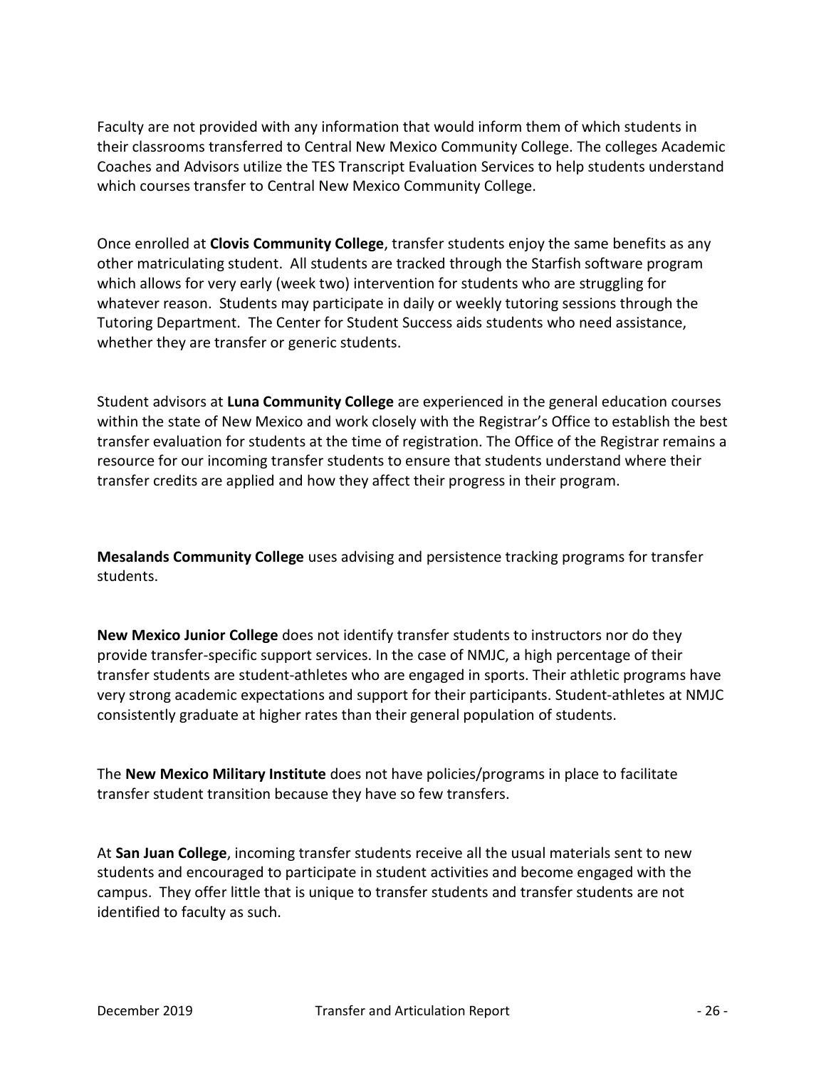Faculty are not provided with any information that would inform them of which students in their classrooms transferred to Central New Mexico Community College. The colleges Academic Coaches and Advisors utilize the TES Transcript Evaluation Services to help students understand which courses transfer to Central New Mexico Community College.

Once enrolled at **Clovis Community College**, transfer students enjoy the same benefits as any other matriculating student. All students are tracked through the Starfish software program which allows for very early (week two) intervention for students who are struggling for whatever reason. Students may participate in daily or weekly tutoring sessions through the Tutoring Department. The Center for Student Success aids students who need assistance, whether they are transfer or generic students.

Student advisors at **Luna Community College** are experienced in the general education courses within the state of New Mexico and work closely with the Registrar's Office to establish the best transfer evaluation for students at the time of registration. The Office of the Registrar remains a resource for our incoming transfer students to ensure that students understand where their transfer credits are applied and how they affect their progress in their program.

**Mesalands Community College** uses advising and persistence tracking programs for transfer students.

**New Mexico Junior College** does not identify transfer students to instructors nor do they provide transfer-specific support services. In the case of NMJC, a high percentage of their transfer students are student-athletes who are engaged in sports. Their athletic programs have very strong academic expectations and support for their participants. Student-athletes at NMJC consistently graduate at higher rates than their general population of students.

The **New Mexico Military Institute** does not have policies/programs in place to facilitate transfer student transition because they have so few transfers.

At **San Juan College**, incoming transfer students receive all the usual materials sent to new students and encouraged to participate in student activities and become engaged with the campus. They offer little that is unique to transfer students and transfer students are not identified to faculty as such.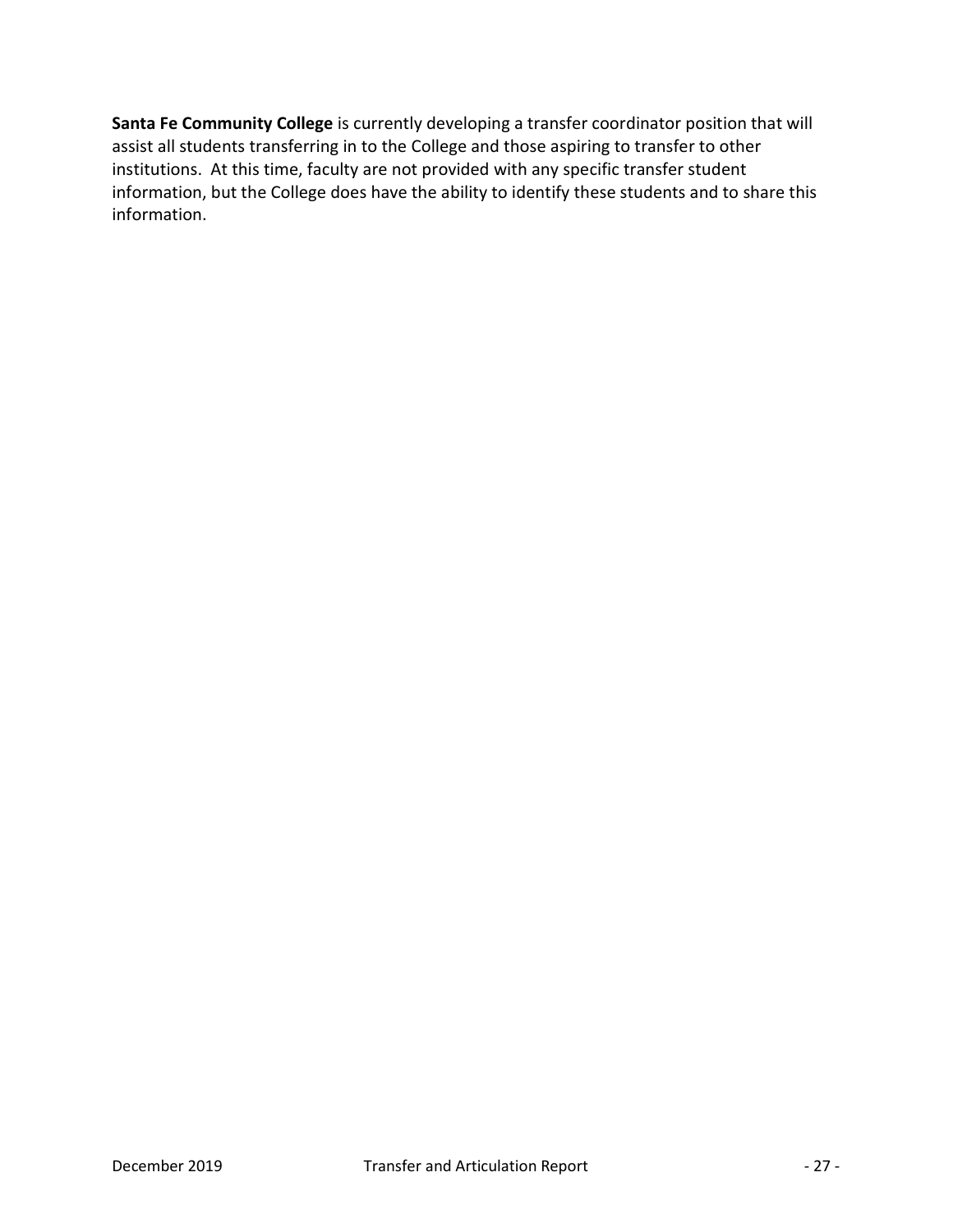**Santa Fe Community College** is currently developing a transfer coordinator position that will assist all students transferring in to the College and those aspiring to transfer to other institutions. At this time, faculty are not provided with any specific transfer student information, but the College does have the ability to identify these students and to share this information.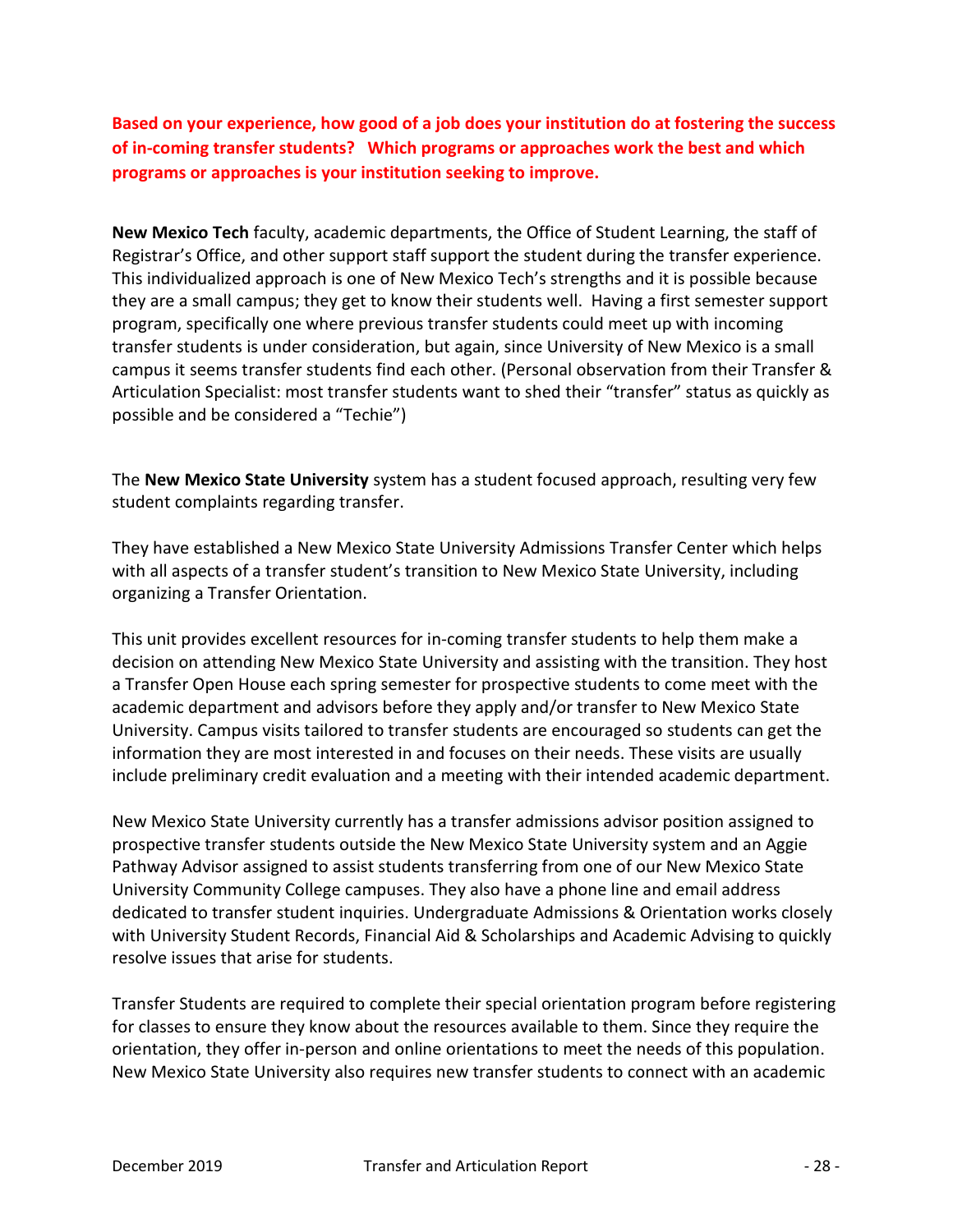**Based on your experience, how good of a job does your institution do at fostering the success of in-coming transfer students? Which programs or approaches work the best and which programs or approaches is your institution seeking to improve.**

**New Mexico Tech** faculty, academic departments, the Office of Student Learning, the staff of Registrar's Office, and other support staff support the student during the transfer experience. This individualized approach is one of New Mexico Tech's strengths and it is possible because they are a small campus; they get to know their students well. Having a first semester support program, specifically one where previous transfer students could meet up with incoming transfer students is under consideration, but again, since University of New Mexico is a small campus it seems transfer students find each other. (Personal observation from their Transfer & Articulation Specialist: most transfer students want to shed their "transfer" status as quickly as possible and be considered a "Techie")

The **New Mexico State University** system has a student focused approach, resulting very few student complaints regarding transfer.

They have established a New Mexico State University Admissions Transfer Center which helps with all aspects of a transfer student's transition to New Mexico State University, including organizing a Transfer Orientation.

This unit provides excellent resources for in-coming transfer students to help them make a decision on attending New Mexico State University and assisting with the transition. They host a Transfer Open House each spring semester for prospective students to come meet with the academic department and advisors before they apply and/or transfer to New Mexico State University. Campus visits tailored to transfer students are encouraged so students can get the information they are most interested in and focuses on their needs. These visits are usually include preliminary credit evaluation and a meeting with their intended academic department.

New Mexico State University currently has a transfer admissions advisor position assigned to prospective transfer students outside the New Mexico State University system and an Aggie Pathway Advisor assigned to assist students transferring from one of our New Mexico State University Community College campuses. They also have a phone line and email address dedicated to transfer student inquiries. Undergraduate Admissions & Orientation works closely with University Student Records, Financial Aid & Scholarships and Academic Advising to quickly resolve issues that arise for students.

Transfer Students are required to complete their special orientation program before registering for classes to ensure they know about the resources available to them. Since they require the orientation, they offer in-person and online orientations to meet the needs of this population. New Mexico State University also requires new transfer students to connect with an academic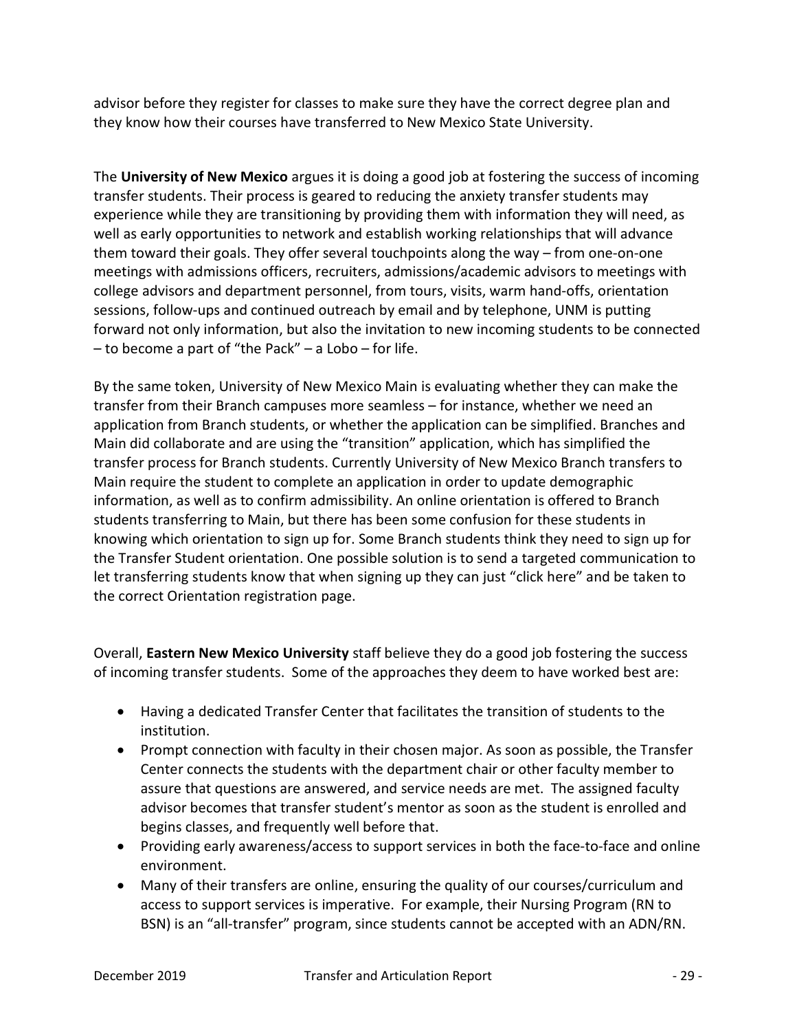advisor before they register for classes to make sure they have the correct degree plan and they know how their courses have transferred to New Mexico State University.

The **University of New Mexico** argues it is doing a good job at fostering the success of incoming transfer students. Their process is geared to reducing the anxiety transfer students may experience while they are transitioning by providing them with information they will need, as well as early opportunities to network and establish working relationships that will advance them toward their goals. They offer several touchpoints along the way – from one-on-one meetings with admissions officers, recruiters, admissions/academic advisors to meetings with college advisors and department personnel, from tours, visits, warm hand-offs, orientation sessions, follow-ups and continued outreach by email and by telephone, UNM is putting forward not only information, but also the invitation to new incoming students to be connected – to become a part of "the Pack" – a Lobo – for life.

By the same token, University of New Mexico Main is evaluating whether they can make the transfer from their Branch campuses more seamless – for instance, whether we need an application from Branch students, or whether the application can be simplified. Branches and Main did collaborate and are using the "transition" application, which has simplified the transfer process for Branch students. Currently University of New Mexico Branch transfers to Main require the student to complete an application in order to update demographic information, as well as to confirm admissibility. An online orientation is offered to Branch students transferring to Main, but there has been some confusion for these students in knowing which orientation to sign up for. Some Branch students think they need to sign up for the Transfer Student orientation. One possible solution is to send a targeted communication to let transferring students know that when signing up they can just "click here" and be taken to the correct Orientation registration page.

Overall, **Eastern New Mexico University** staff believe they do a good job fostering the success of incoming transfer students. Some of the approaches they deem to have worked best are:

- Having a dedicated Transfer Center that facilitates the transition of students to the institution.
- Prompt connection with faculty in their chosen major. As soon as possible, the Transfer Center connects the students with the department chair or other faculty member to assure that questions are answered, and service needs are met. The assigned faculty advisor becomes that transfer student's mentor as soon as the student is enrolled and begins classes, and frequently well before that.
- Providing early awareness/access to support services in both the face-to-face and online environment.
- Many of their transfers are online, ensuring the quality of our courses/curriculum and access to support services is imperative. For example, their Nursing Program (RN to BSN) is an "all-transfer" program, since students cannot be accepted with an ADN/RN.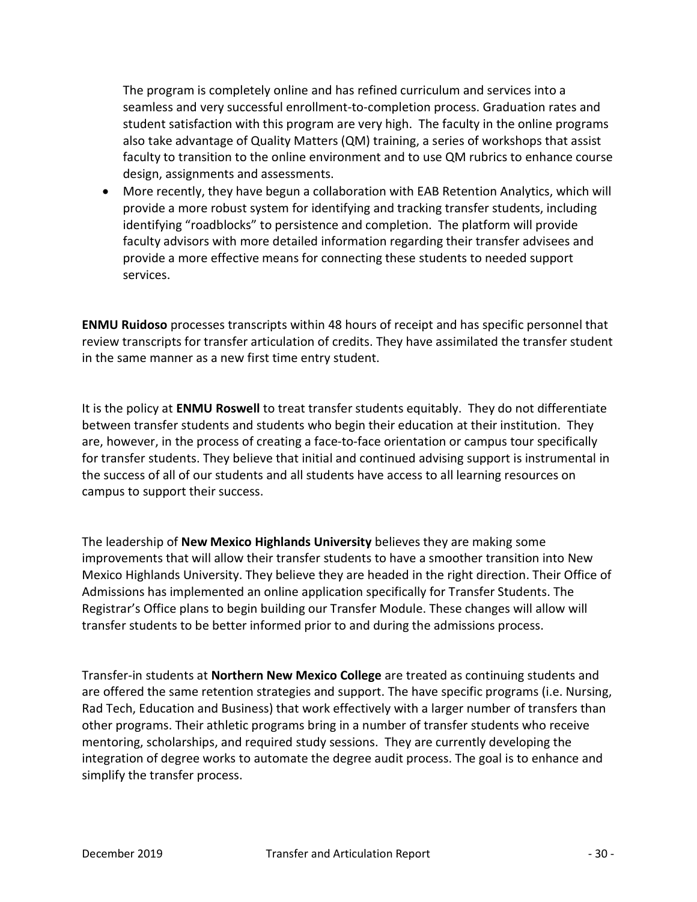The program is completely online and has refined curriculum and services into a seamless and very successful enrollment-to-completion process. Graduation rates and student satisfaction with this program are very high. The faculty in the online programs also take advantage of Quality Matters (QM) training, a series of workshops that assist faculty to transition to the online environment and to use QM rubrics to enhance course design, assignments and assessments.

- More recently, they have begun a collaboration with EAB Retention Analytics, which will provide a more robust system for identifying and tracking transfer students, including identifying "roadblocks" to persistence and completion. The platform will provide faculty advisors with more detailed information regarding their transfer advisees and provide a more effective means for connecting these students to needed support services.

**ENMU Ruidoso** processes transcripts within 48 hours of receipt and has specific personnel that review transcripts for transfer articulation of credits. They have assimilated the transfer student in the same manner as a new first time entry student.

It is the policy at **ENMU Roswell** to treat transfer students equitably. They do not differentiate between transfer students and students who begin their education at their institution. They are, however, in the process of creating a face-to-face orientation or campus tour specifically for transfer students. They believe that initial and continued advising support is instrumental in the success of all of our students and all students have access to all learning resources on campus to support their success.

The leadership of **New Mexico Highlands University** believes they are making some improvements that will allow their transfer students to have a smoother transition into New Mexico Highlands University. They believe they are headed in the right direction. Their Office of Admissions has implemented an online application specifically for Transfer Students. The Registrar's Office plans to begin building our Transfer Module. These changes will allow will transfer students to be better informed prior to and during the admissions process.

Transfer-in students at **Northern New Mexico College** are treated as continuing students and are offered the same retention strategies and support. The have specific programs (i.e. Nursing, Rad Tech, Education and Business) that work effectively with a larger number of transfers than other programs. Their athletic programs bring in a number of transfer students who receive mentoring, scholarships, and required study sessions. They are currently developing the integration of degree works to automate the degree audit process. The goal is to enhance and simplify the transfer process.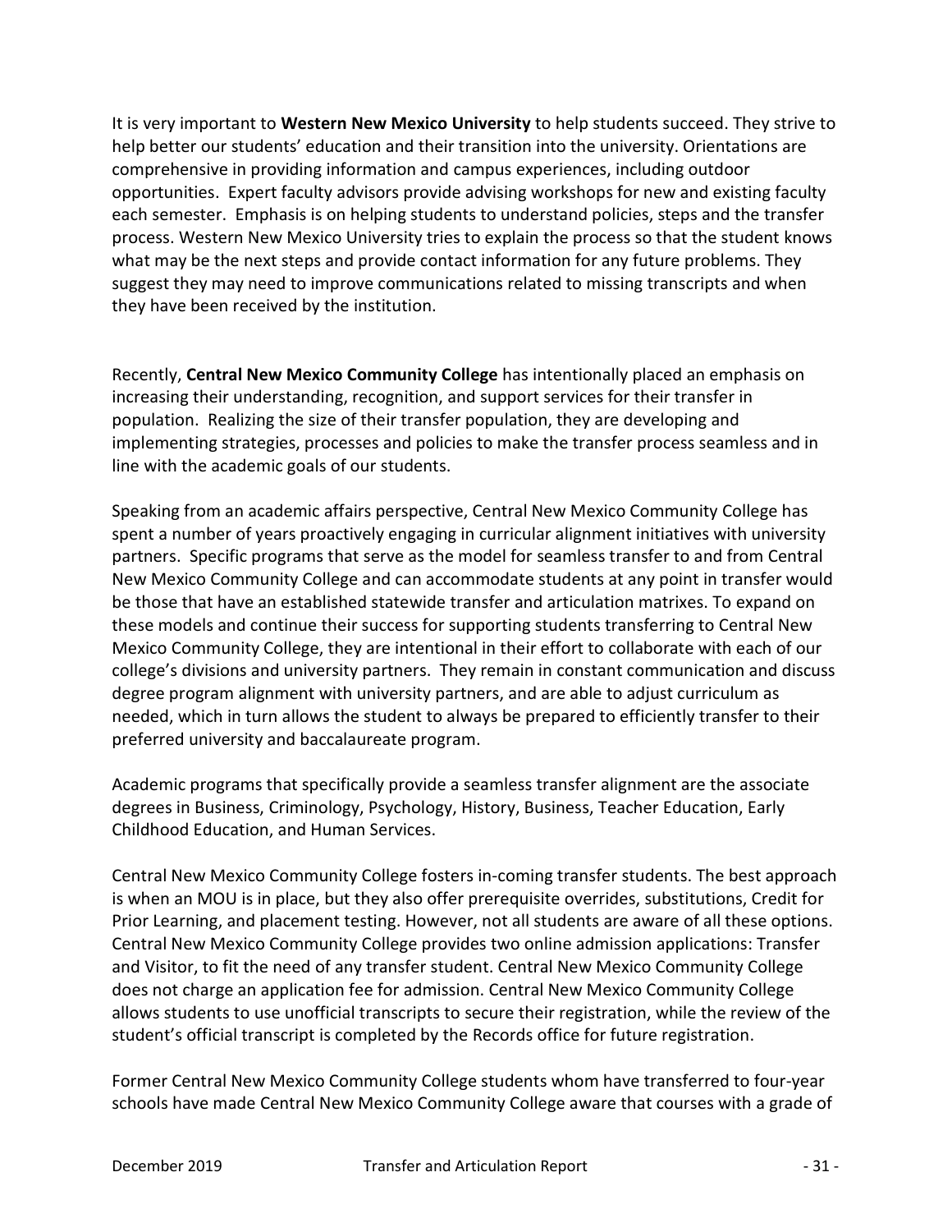It is very important to **Western New Mexico University** to help students succeed. They strive to help better our students' education and their transition into the university. Orientations are comprehensive in providing information and campus experiences, including outdoor opportunities. Expert faculty advisors provide advising workshops for new and existing faculty each semester. Emphasis is on helping students to understand policies, steps and the transfer process. Western New Mexico University tries to explain the process so that the student knows what may be the next steps and provide contact information for any future problems. They suggest they may need to improve communications related to missing transcripts and when they have been received by the institution.

Recently, **Central New Mexico Community College** has intentionally placed an emphasis on increasing their understanding, recognition, and support services for their transfer in population. Realizing the size of their transfer population, they are developing and implementing strategies, processes and policies to make the transfer process seamless and in line with the academic goals of our students.

Speaking from an academic affairs perspective, Central New Mexico Community College has spent a number of years proactively engaging in curricular alignment initiatives with university partners. Specific programs that serve as the model for seamless transfer to and from Central New Mexico Community College and can accommodate students at any point in transfer would be those that have an established statewide transfer and articulation matrixes. To expand on these models and continue their success for supporting students transferring to Central New Mexico Community College, they are intentional in their effort to collaborate with each of our college's divisions and university partners. They remain in constant communication and discuss degree program alignment with university partners, and are able to adjust curriculum as needed, which in turn allows the student to always be prepared to efficiently transfer to their preferred university and baccalaureate program.

Academic programs that specifically provide a seamless transfer alignment are the associate degrees in Business, Criminology, Psychology, History, Business, Teacher Education, Early Childhood Education, and Human Services.

Central New Mexico Community College fosters in-coming transfer students. The best approach is when an MOU is in place, but they also offer prerequisite overrides, substitutions, Credit for Prior Learning, and placement testing. However, not all students are aware of all these options. Central New Mexico Community College provides two online admission applications: Transfer and Visitor, to fit the need of any transfer student. Central New Mexico Community College does not charge an application fee for admission. Central New Mexico Community College allows students to use unofficial transcripts to secure their registration, while the review of the student's official transcript is completed by the Records office for future registration.

Former Central New Mexico Community College students whom have transferred to four-year schools have made Central New Mexico Community College aware that courses with a grade of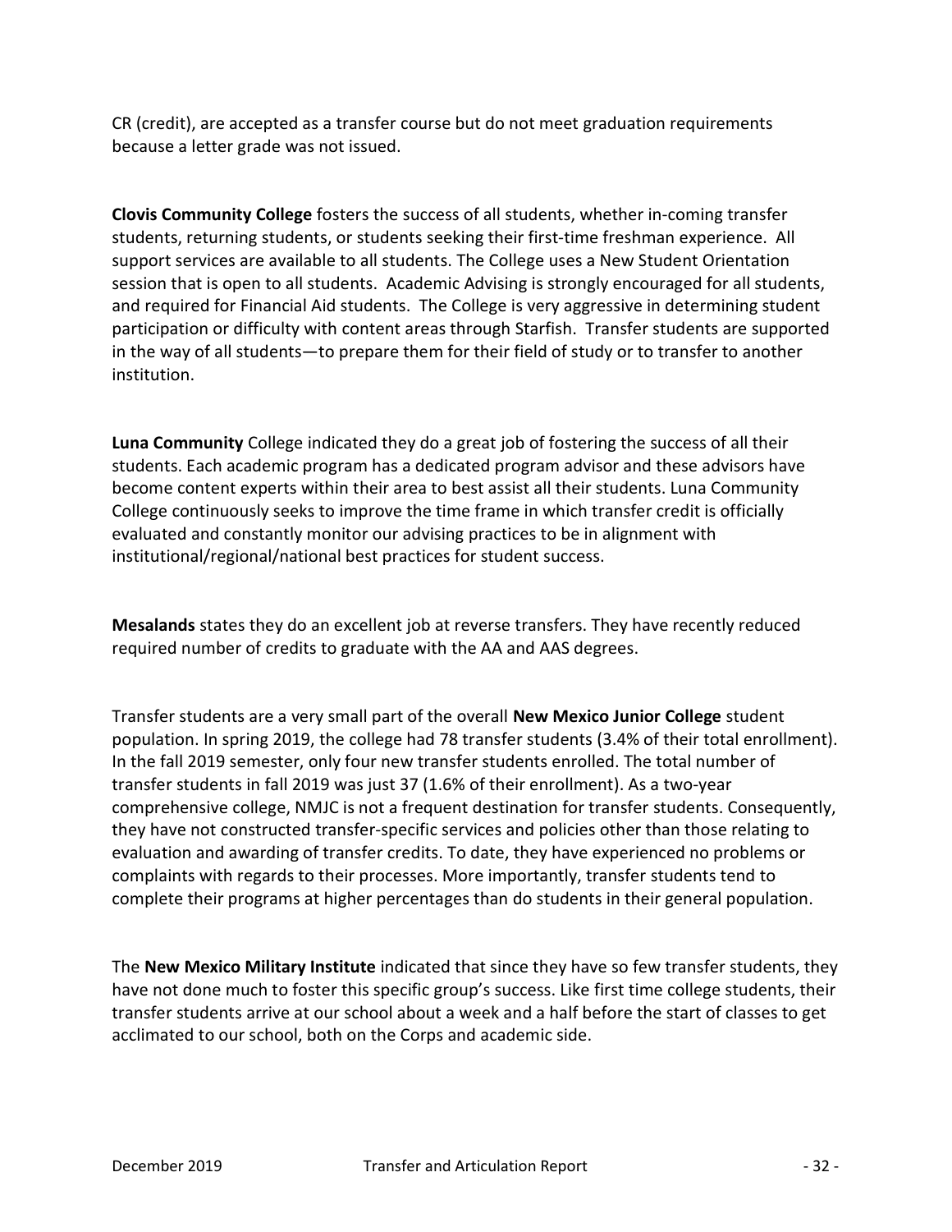CR (credit), are accepted as a transfer course but do not meet graduation requirements because a letter grade was not issued.

**Clovis Community College** fosters the success of all students, whether in-coming transfer students, returning students, or students seeking their first-time freshman experience. All support services are available to all students. The College uses a New Student Orientation session that is open to all students. Academic Advising is strongly encouraged for all students, and required for Financial Aid students. The College is very aggressive in determining student participation or difficulty with content areas through Starfish. Transfer students are supported in the way of all students—to prepare them for their field of study or to transfer to another institution.

**Luna Community** College indicated they do a great job of fostering the success of all their students. Each academic program has a dedicated program advisor and these advisors have become content experts within their area to best assist all their students. Luna Community College continuously seeks to improve the time frame in which transfer credit is officially evaluated and constantly monitor our advising practices to be in alignment with institutional/regional/national best practices for student success.

**Mesalands** states they do an excellent job at reverse transfers. They have recently reduced required number of credits to graduate with the AA and AAS degrees.

Transfer students are a very small part of the overall **New Mexico Junior College** student population. In spring 2019, the college had 78 transfer students (3.4% of their total enrollment). In the fall 2019 semester, only four new transfer students enrolled. The total number of transfer students in fall 2019 was just 37 (1.6% of their enrollment). As a two-year comprehensive college, NMJC is not a frequent destination for transfer students. Consequently, they have not constructed transfer-specific services and policies other than those relating to evaluation and awarding of transfer credits. To date, they have experienced no problems or complaints with regards to their processes. More importantly, transfer students tend to complete their programs at higher percentages than do students in their general population.

The **New Mexico Military Institute** indicated that since they have so few transfer students, they have not done much to foster this specific group's success. Like first time college students, their transfer students arrive at our school about a week and a half before the start of classes to get acclimated to our school, both on the Corps and academic side.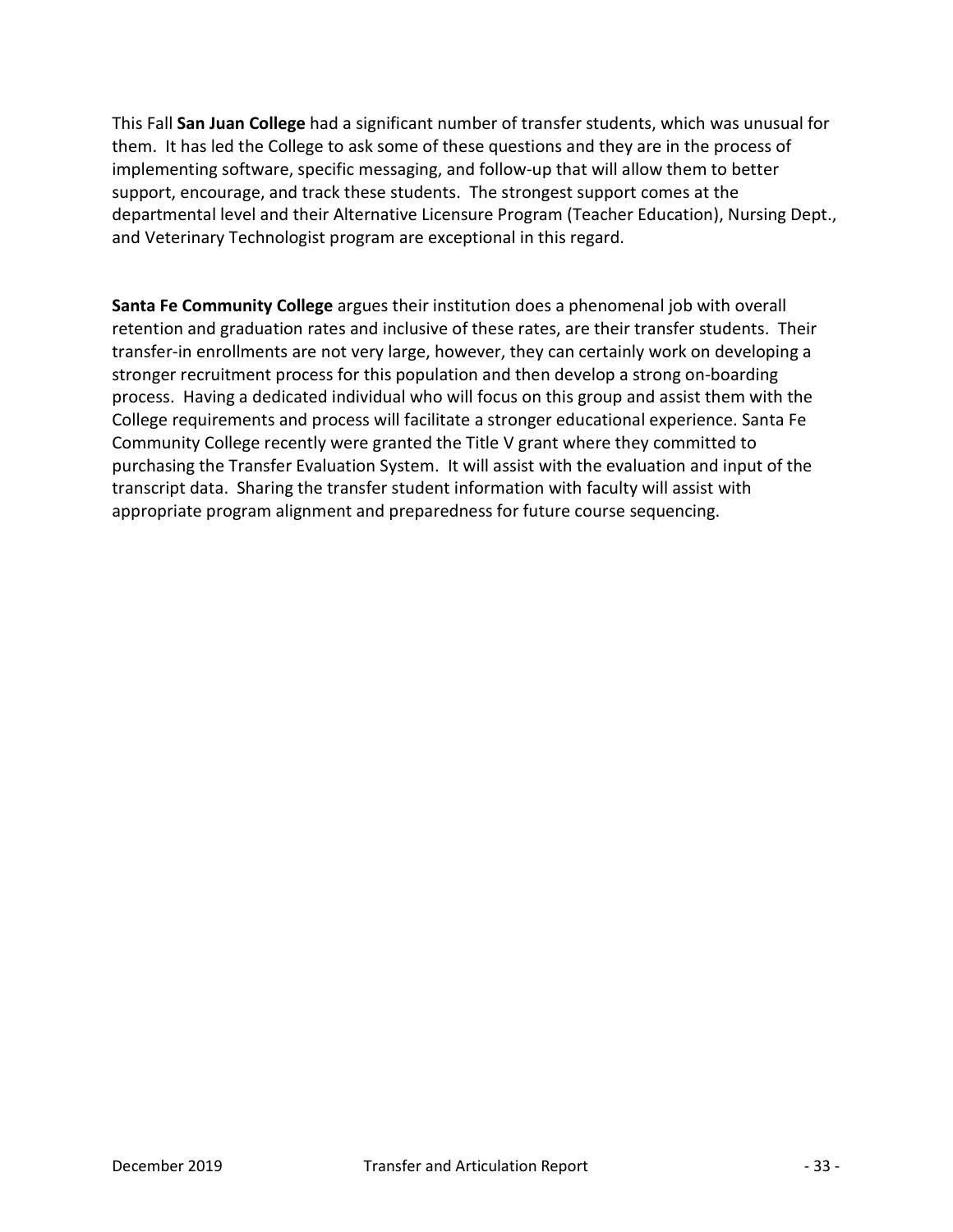This Fall **San Juan College** had a significant number of transfer students, which was unusual for them. It has led the College to ask some of these questions and they are in the process of implementing software, specific messaging, and follow-up that will allow them to better support, encourage, and track these students. The strongest support comes at the departmental level and their Alternative Licensure Program (Teacher Education), Nursing Dept., and Veterinary Technologist program are exceptional in this regard.

**Santa Fe Community College** argues their institution does a phenomenal job with overall retention and graduation rates and inclusive of these rates, are their transfer students. Their transfer-in enrollments are not very large, however, they can certainly work on developing a stronger recruitment process for this population and then develop a strong on-boarding process. Having a dedicated individual who will focus on this group and assist them with the College requirements and process will facilitate a stronger educational experience. Santa Fe Community College recently were granted the Title V grant where they committed to purchasing the Transfer Evaluation System. It will assist with the evaluation and input of the transcript data. Sharing the transfer student information with faculty will assist with appropriate program alignment and preparedness for future course sequencing.